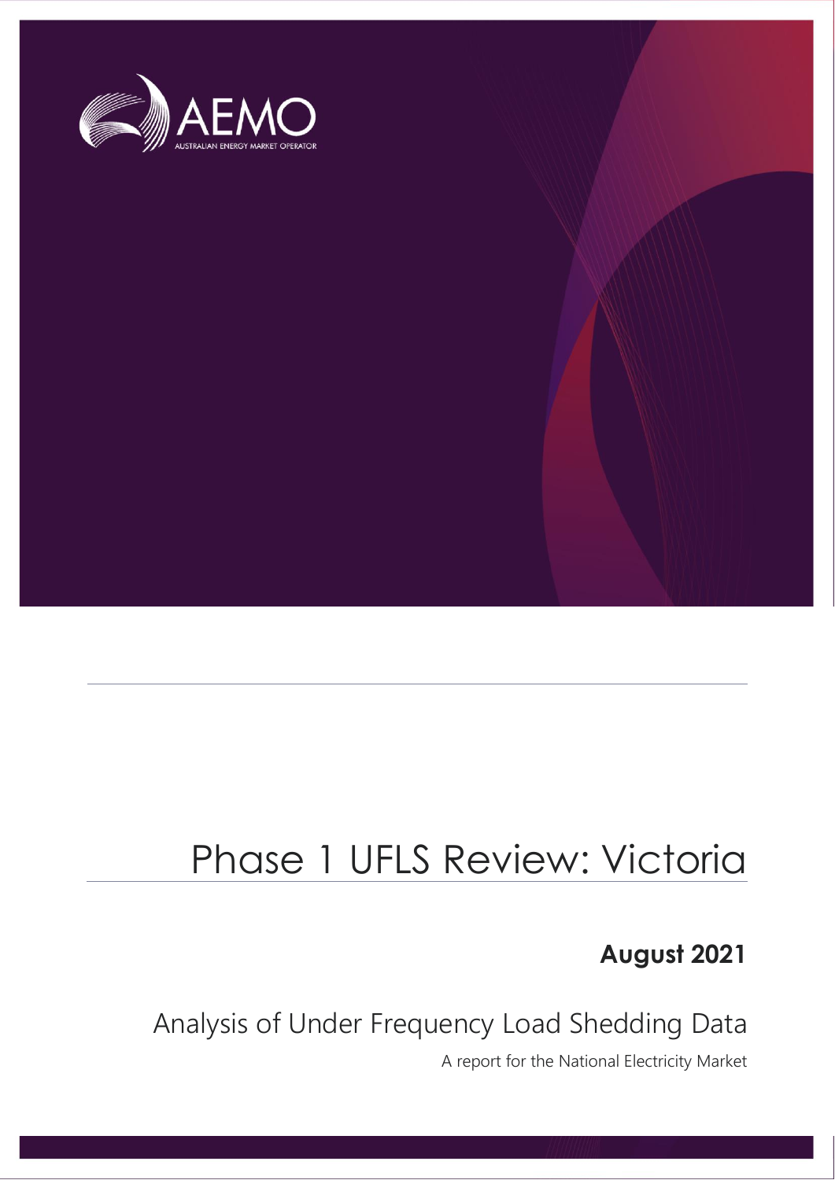AEMO

AUSTRALIAN ENERGY MARKET OPERATOR

# Phase 1 UFLS Review: Victoria

**August 2021**

## Analysis of Under Frequency Load Shedding Data

A report for the National Electricity Market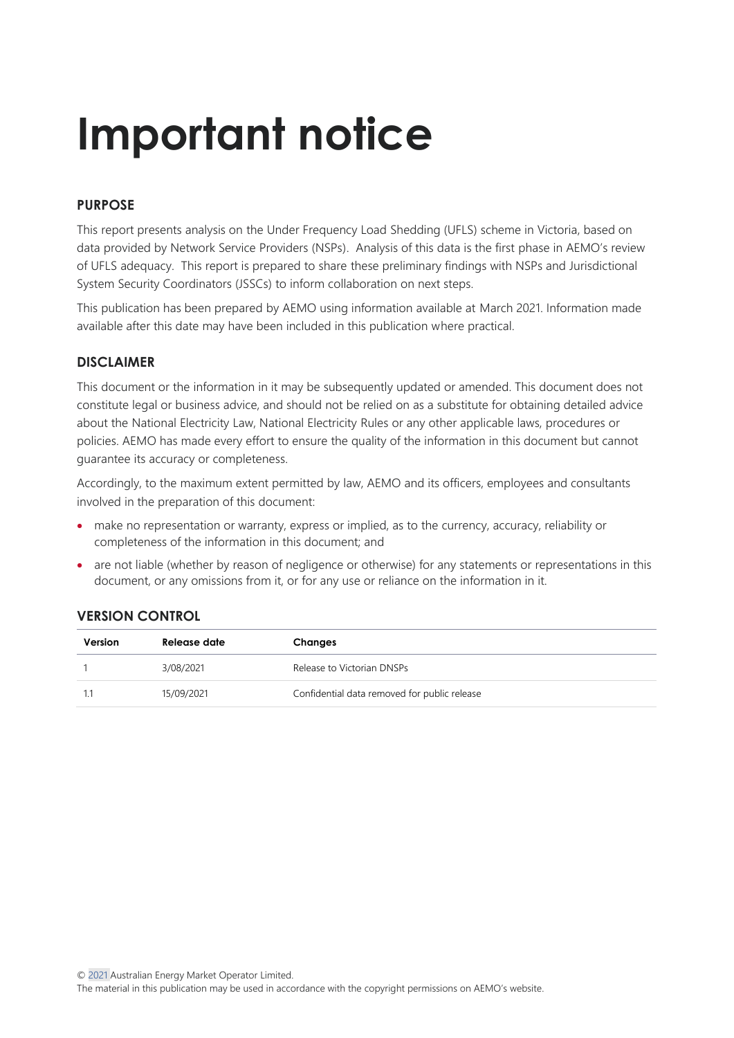# Important notice

### PURPOSE

This report presents analysis on the Under Frequency Load Shedding (UFLS) scheme in Victoria, based on data provided by Network Service Providers (NSPs). Analysis of this data is the first phase in AEMO's review of UFLS adequacy. This report is prepared to share these preliminary findings with NSPs and Jurisdictional System Security Coordinators (JSSCs) to inform collaboration on next steps.

This publication has been prepared by AEMO using information available at March 2021. Information made available after this date may have been included in this publication where practical.

### DISCLAIMER

This document or the information in it may be subsequently updated or amended. This document does not constitute legal or business advice, and should not be relied on as a substitute for obtaining detailed advice about the National Electricity Law, National Electricity Rules or any other applicable laws, procedures or policies. AEMO has made every effort to ensure the quality of the information in this document but cannot guarantee its accuracy or completeness.

Accordingly, to the maximum extent permitted by law, AEMO and its officers, employees and consultants involved in the preparation of this document:

- make no representation or warranty, express or implied, as to the currency, accuracy, reliability or completeness of the information in this document; and
- are not liable (whether by reason of negligence or otherwise) for any statements or representations in this document, or any omissions from it, or for any use or reliance on the information in it.

### VERSION CONTROL

| Version | Release date | Changes |
| --- | --- | --- |
| 1 | 3/08/2021 | Release to Victorian DNSPs |
| 1.1 | 15/09/2021 | Confidential data removed for public release |

© 2021 Australian Energy Market Operator Limited.
The material in this publication may be used in accordance with the copyright permissions on AEMO's website.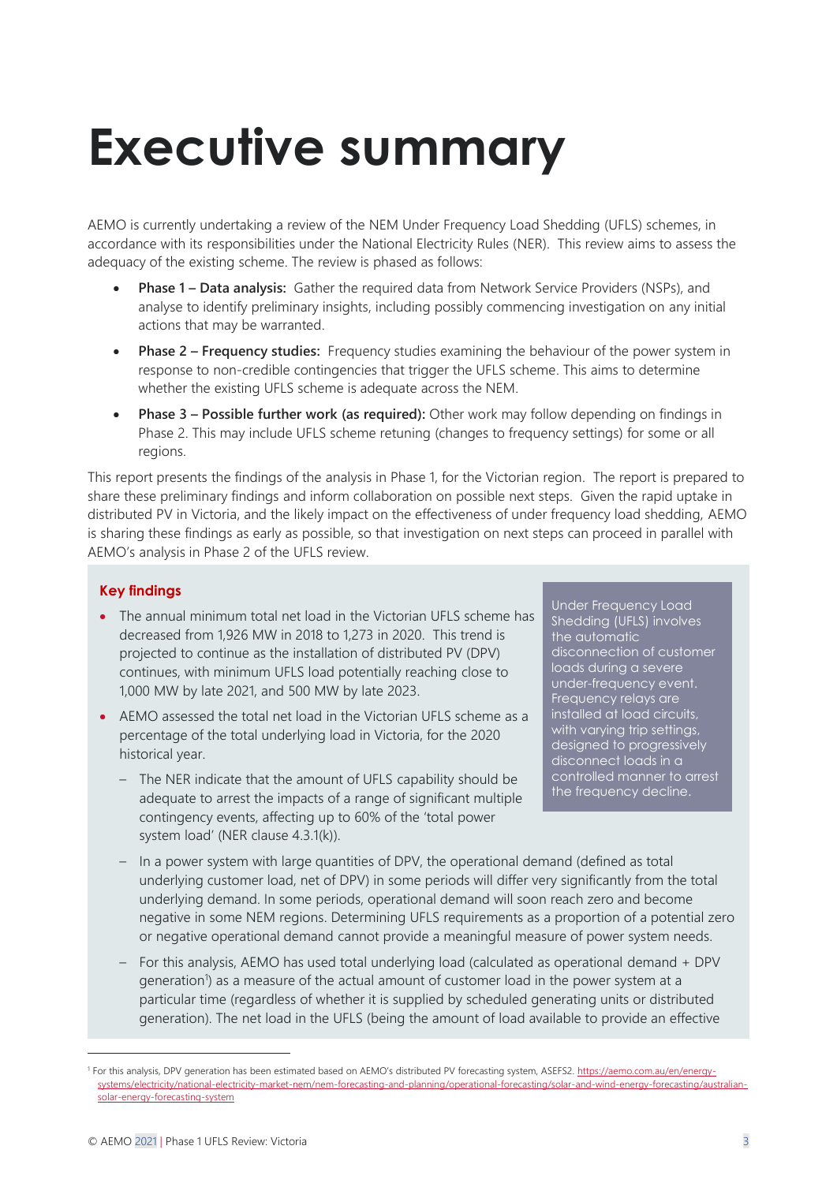# Executive summary

AEMO is currently undertaking a review of the NEM Under Frequency Load Shedding (UFLS) schemes, in accordance with its responsibilities under the National Electricity Rules (NER). This review aims to assess the adequacy of the existing scheme. The review is phased as follows:

- **Phase 1 – Data analysis:** Gather the required data from Network Service Providers (NSPs), and analyse to identify preliminary insights, including possibly commencing investigation on any initial actions that may be warranted.
- **Phase 2 – Frequency studies:** Frequency studies examining the behaviour of the power system in response to non-credible contingencies that trigger the UFLS scheme. This aims to determine whether the existing UFLS scheme is adequate across the NEM.
- **Phase 3 – Possible further work (as required):** Other work may follow depending on findings in Phase 2. This may include UFLS scheme retuning (changes to frequency settings) for some or all regions.

This report presents the findings of the analysis in Phase 1, for the Victorian region. The report is prepared to share these preliminary findings and inform collaboration on possible next steps. Given the rapid uptake in distributed PV in Victoria, and the likely impact on the effectiveness of under frequency load shedding, AEMO is sharing these findings as early as possible, so that investigation on next steps can proceed in parallel with AEMO's analysis in Phase 2 of the UFLS review.

> Under Frequency Load Shedding (UFLS) involves the automatic disconnection of customer loads during a severe under-frequency event. Frequency relays are installed at load circuits, with varying trip settings, designed to progressively disconnect loads in a controlled manner to arrest the frequency decline.

### Key findings

- The annual minimum total net load in the Victorian UFLS scheme has decreased from 1,926 MW in 2018 to 1,273 in 2020. This trend is projected to continue as the installation of distributed PV (DPV) continues, with minimum UFLS load potentially reaching close to 1,000 MW by late 2021, and 500 MW by late 2023.
- AEMO assessed the total net load in the Victorian UFLS scheme as a percentage of the total underlying load in Victoria, for the 2020 historical year.
  - The NER indicate that the amount of UFLS capability should be adequate to arrest the impacts of a range of significant multiple contingency events, affecting up to 60% of the 'total power system load' (NER clause 4.3.1(k)).
  - In a power system with large quantities of DPV, the operational demand (defined as total underlying customer load, net of DPV) in some periods will differ very significantly from the total underlying demand. In some periods, operational demand will soon reach zero and become negative in some NEM regions. Determining UFLS requirements as a proportion of a potential zero or negative operational demand cannot provide a meaningful measure of power system needs.
  - For this analysis, AEMO has used total underlying load (calculated as operational demand + DPV generation[1]) as a measure of the actual amount of customer load in the power system at a particular time (regardless of whether it is supplied by scheduled generating units or distributed generation). The net load in the UFLS (being the amount of load available to provide an effective

[1] For this analysis, DPV generation has been estimated based on AEMO's distributed PV forecasting system, ASEFS2. https://aemo.com.au/en/energy-systems/electricity/national-electricity-market-nem/nem-forecasting-and-planning/operational-forecasting/solar-and-wind-energy-forecasting/australian-solar-energy-forecasting-system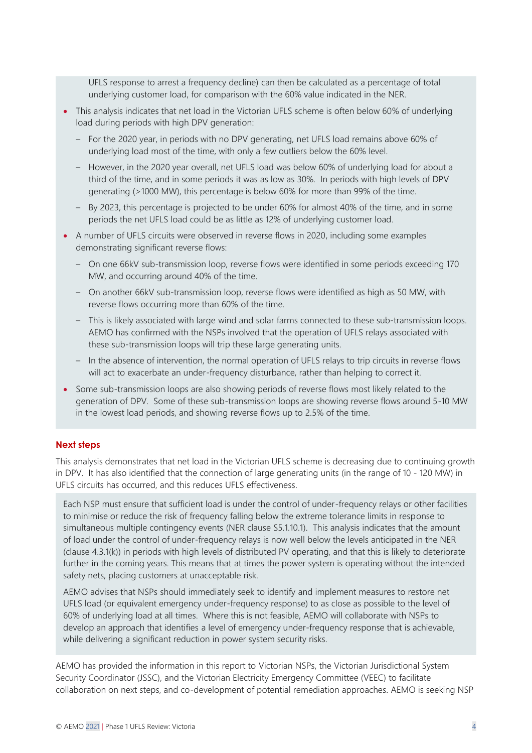UFLS response to arrest a frequency decline) can then be calculated as a percentage of total underlying customer load, for comparison with the 60% value indicated in the NER.

- This analysis indicates that net load in the Victorian UFLS scheme is often below 60% of underlying load during periods with high DPV generation:
  - For the 2020 year, in periods with no DPV generating, net UFLS load remains above 60% of underlying load most of the time, with only a few outliers below the 60% level.
  - However, in the 2020 year overall, net UFLS load was below 60% of underlying load for about a third of the time, and in some periods it was as low as 30%. In periods with high levels of DPV generating (>1000 MW), this percentage is below 60% for more than 99% of the time.
  - By 2023, this percentage is projected to be under 60% for almost 40% of the time, and in some periods the net UFLS load could be as little as 12% of underlying customer load.
- A number of UFLS circuits were observed in reverse flows in 2020, including some examples demonstrating significant reverse flows:
  - On one 66kV sub-transmission loop, reverse flows were identified in some periods exceeding 170 MW, and occurring around 40% of the time.
  - On another 66kV sub-transmission loop, reverse flows were identified as high as 50 MW, with reverse flows occurring more than 60% of the time.
  - This is likely associated with large wind and solar farms connected to these sub-transmission loops. AEMO has confirmed with the NSPs involved that the operation of UFLS relays associated with these sub-transmission loops will trip these large generating units.
  - In the absence of intervention, the normal operation of UFLS relays to trip circuits in reverse flows will act to exacerbate an under-frequency disturbance, rather than helping to correct it.
- Some sub-transmission loops are also showing periods of reverse flows most likely related to the generation of DPV. Some of these sub-transmission loops are showing reverse flows around 5-10 MW in the lowest load periods, and showing reverse flows up to 2.5% of the time.

### Next steps

This analysis demonstrates that net load in the Victorian UFLS scheme is decreasing due to continuing growth in DPV. It has also identified that the connection of large generating units (in the range of 10 - 120 MW) in UFLS circuits has occurred, and this reduces UFLS effectiveness.

Each NSP must ensure that sufficient load is under the control of under-frequency relays or other facilities to minimise or reduce the risk of frequency falling below the extreme tolerance limits in response to simultaneous multiple contingency events (NER clause S5.1.10.1). This analysis indicates that the amount of load under the control of under-frequency relays is now well below the levels anticipated in the NER (clause 4.3.1(k)) in periods with high levels of distributed PV operating, and that this is likely to deteriorate further in the coming years. This means that at times the power system is operating without the intended safety nets, placing customers at unacceptable risk.

AEMO advises that NSPs should immediately seek to identify and implement measures to restore net UFLS load (or equivalent emergency under-frequency response) to as close as possible to the level of 60% of underlying load at all times. Where this is not feasible, AEMO will collaborate with NSPs to develop an approach that identifies a level of emergency under-frequency response that is achievable, while delivering a significant reduction in power system security risks.

AEMO has provided the information in this report to Victorian NSPs, the Victorian Jurisdictional System Security Coordinator (JSSC), and the Victorian Electricity Emergency Committee (VEEC) to facilitate collaboration on next steps, and co-development of potential remediation approaches. AEMO is seeking NSP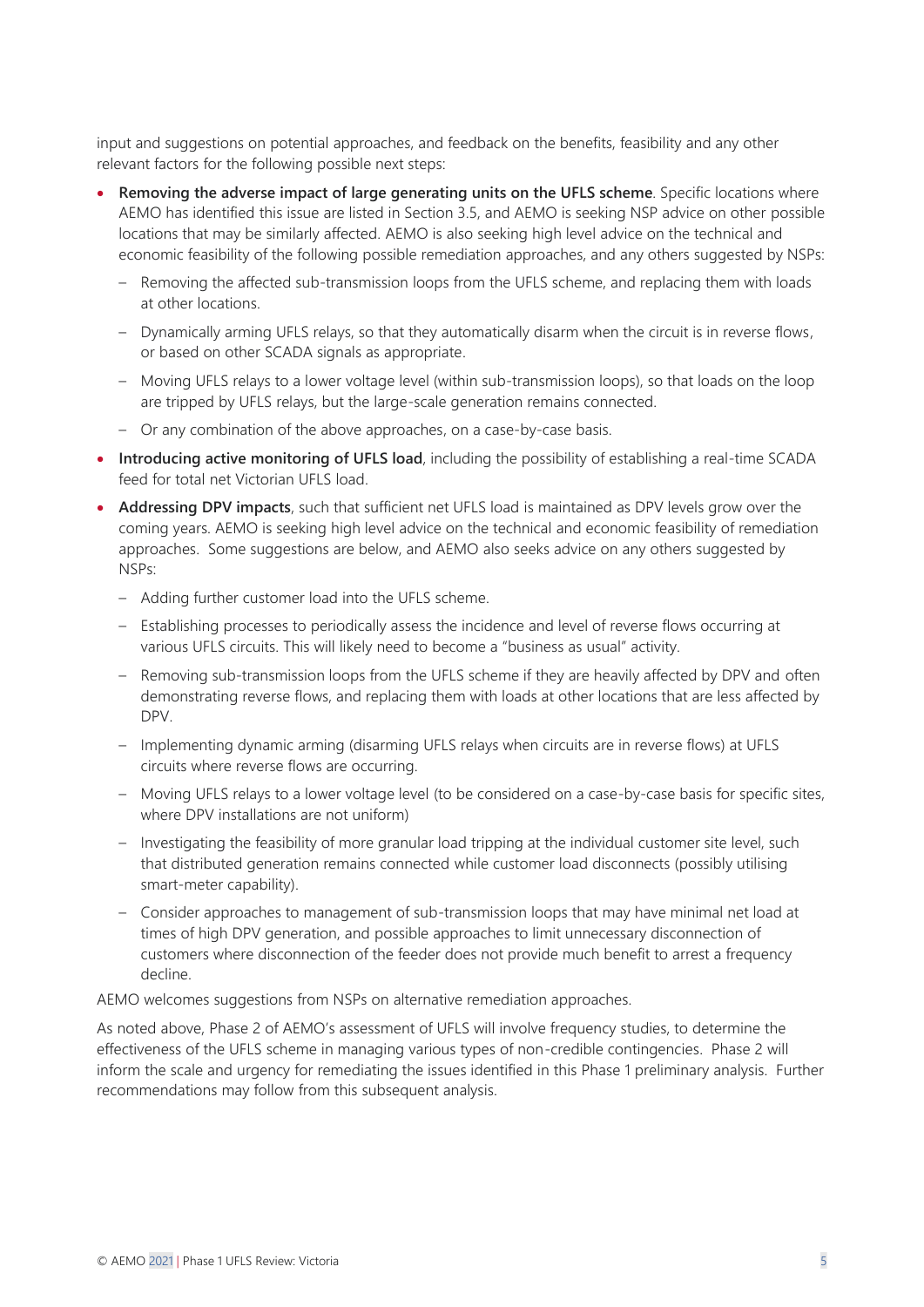input and suggestions on potential approaches, and feedback on the benefits, feasibility and any other relevant factors for the following possible next steps:

- **Removing the adverse impact of large generating units on the UFLS scheme**. Specific locations where AEMO has identified this issue are listed in Section 3.5, and AEMO is seeking NSP advice on other possible locations that may be similarly affected. AEMO is also seeking high level advice on the technical and economic feasibility of the following possible remediation approaches, and any others suggested by NSPs:
  - Removing the affected sub-transmission loops from the UFLS scheme, and replacing them with loads at other locations.
  - Dynamically arming UFLS relays, so that they automatically disarm when the circuit is in reverse flows, or based on other SCADA signals as appropriate.
  - Moving UFLS relays to a lower voltage level (within sub-transmission loops), so that loads on the loop are tripped by UFLS relays, but the large-scale generation remains connected.
  - Or any combination of the above approaches, on a case-by-case basis.
- **Introducing active monitoring of UFLS load**, including the possibility of establishing a real-time SCADA feed for total net Victorian UFLS load.
- **Addressing DPV impacts**, such that sufficient net UFLS load is maintained as DPV levels grow over the coming years. AEMO is seeking high level advice on the technical and economic feasibility of remediation approaches. Some suggestions are below, and AEMO also seeks advice on any others suggested by NSPs:
  - Adding further customer load into the UFLS scheme.
  - Establishing processes to periodically assess the incidence and level of reverse flows occurring at various UFLS circuits. This will likely need to become a "business as usual" activity.
  - Removing sub-transmission loops from the UFLS scheme if they are heavily affected by DPV and often demonstrating reverse flows, and replacing them with loads at other locations that are less affected by DPV.
  - Implementing dynamic arming (disarming UFLS relays when circuits are in reverse flows) at UFLS circuits where reverse flows are occurring.
  - Moving UFLS relays to a lower voltage level (to be considered on a case-by-case basis for specific sites, where DPV installations are not uniform)
  - Investigating the feasibility of more granular load tripping at the individual customer site level, such that distributed generation remains connected while customer load disconnects (possibly utilising smart-meter capability).
  - Consider approaches to management of sub-transmission loops that may have minimal net load at times of high DPV generation, and possible approaches to limit unnecessary disconnection of customers where disconnection of the feeder does not provide much benefit to arrest a frequency decline.

AEMO welcomes suggestions from NSPs on alternative remediation approaches.

As noted above, Phase 2 of AEMO's assessment of UFLS will involve frequency studies, to determine the effectiveness of the UFLS scheme in managing various types of non-credible contingencies. Phase 2 will inform the scale and urgency for remediating the issues identified in this Phase 1 preliminary analysis. Further recommendations may follow from this subsequent analysis.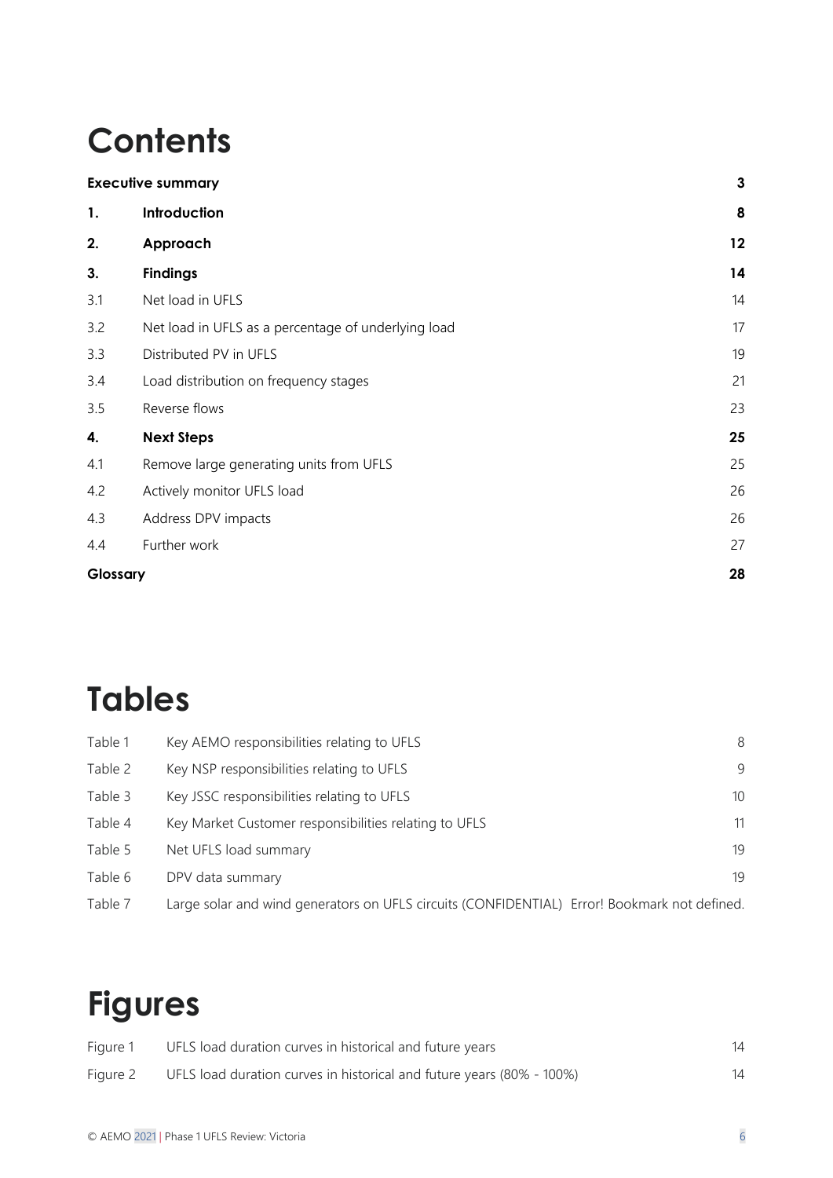# Contents

| | | |
|---|---|---|
| **Executive summary** | | **3** |
| **1.** | **Introduction** | **8** |
| **2.** | **Approach** | **12** |
| **3.** | **Findings** | **14** |
| 3.1 | Net load in UFLS | 14 |
| 3.2 | Net load in UFLS as a percentage of underlying load | 17 |
| 3.3 | Distributed PV in UFLS | 19 |
| 3.4 | Load distribution on frequency stages | 21 |
| 3.5 | Reverse flows | 23 |
| **4.** | **Next Steps** | **25** |
| 4.1 | Remove large generating units from UFLS | 25 |
| 4.2 | Actively monitor UFLS load | 26 |
| 4.3 | Address DPV impacts | 26 |
| 4.4 | Further work | 27 |
| **Glossary** | | **28** |

# Tables

| | | |
|---|---|---|
| Table 1 | Key AEMO responsibilities relating to UFLS | 8 |
| Table 2 | Key NSP responsibilities relating to UFLS | 9 |
| Table 3 | Key JSSC responsibilities relating to UFLS | 10 |
| Table 4 | Key Market Customer responsibilities relating to UFLS | 11 |
| Table 5 | Net UFLS load summary | 19 |
| Table 6 | DPV data summary | 19 |
| Table 7 | Large solar and wind generators on UFLS circuits (CONFIDENTIAL) | Error! Bookmark not defined. |

# Figures

| | | |
|---|---|---|
| Figure 1 | UFLS load duration curves in historical and future years | 14 |
| Figure 2 | UFLS load duration curves in historical and future years (80% - 100%) | 14 |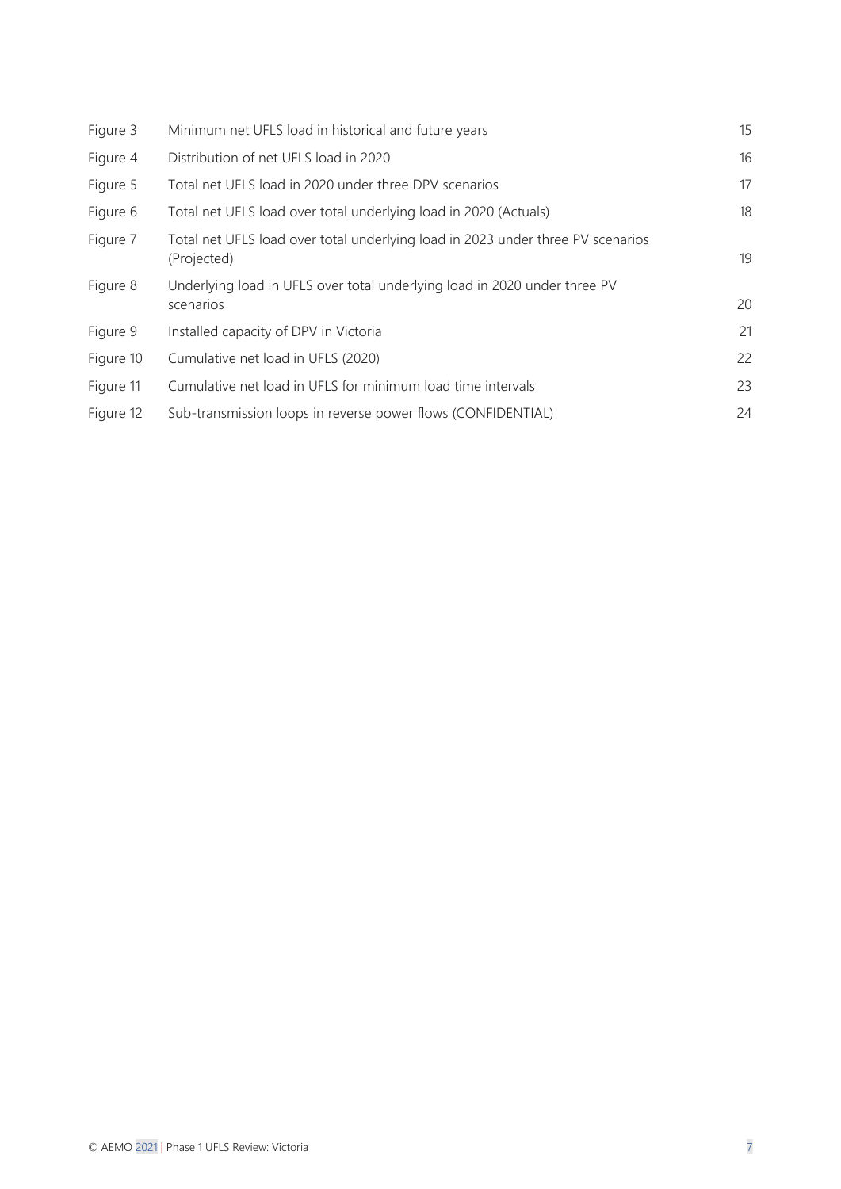| | | |
|---|---|---|
| Figure 3 | Minimum net UFLS load in historical and future years | 15 |
| Figure 4 | Distribution of net UFLS load in 2020 | 16 |
| Figure 5 | Total net UFLS load in 2020 under three DPV scenarios | 17 |
| Figure 6 | Total net UFLS load over total underlying load in 2020 (Actuals) | 18 |
| Figure 7 | Total net UFLS load over total underlying load in 2023 under three PV scenarios (Projected) | 19 |
| Figure 8 | Underlying load in UFLS over total underlying load in 2020 under three PV scenarios | 20 |
| Figure 9 | Installed capacity of DPV in Victoria | 21 |
| Figure 10 | Cumulative net load in UFLS (2020) | 22 |
| Figure 11 | Cumulative net load in UFLS for minimum load time intervals | 23 |
| Figure 12 | Sub-transmission loops in reverse power flows (CONFIDENTIAL) | 24 |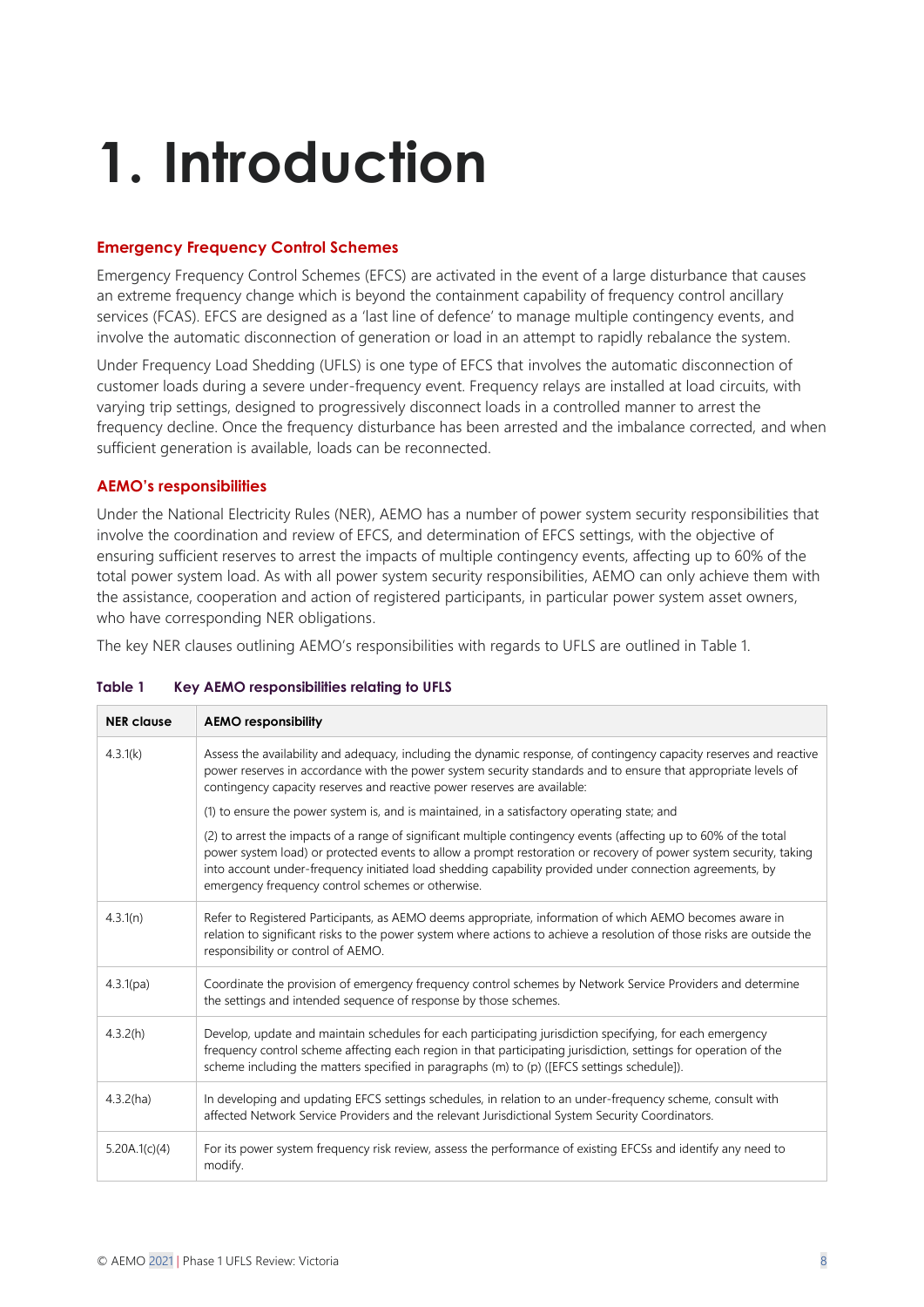# 1. Introduction

### Emergency Frequency Control Schemes

Emergency Frequency Control Schemes (EFCS) are activated in the event of a large disturbance that causes an extreme frequency change which is beyond the containment capability of frequency control ancillary services (FCAS). EFCS are designed as a 'last line of defence' to manage multiple contingency events, and involve the automatic disconnection of generation or load in an attempt to rapidly rebalance the system.

Under Frequency Load Shedding (UFLS) is one type of EFCS that involves the automatic disconnection of customer loads during a severe under-frequency event. Frequency relays are installed at load circuits, with varying trip settings, designed to progressively disconnect loads in a controlled manner to arrest the frequency decline. Once the frequency disturbance has been arrested and the imbalance corrected, and when sufficient generation is available, loads can be reconnected.

### AEMO's responsibilities

Under the National Electricity Rules (NER), AEMO has a number of power system security responsibilities that involve the coordination and review of EFCS, and determination of EFCS settings, with the objective of ensuring sufficient reserves to arrest the impacts of multiple contingency events, affecting up to 60% of the total power system load. As with all power system security responsibilities, AEMO can only achieve them with the assistance, cooperation and action of registered participants, in particular power system asset owners, who have corresponding NER obligations.

The key NER clauses outlining AEMO's responsibilities with regards to UFLS are outlined in Table 1.

**Table 1 Key AEMO responsibilities relating to UFLS**

| NER clause | AEMO responsibility |
|---|---|
| 4.3.1(k) | Assess the availability and adequacy, including the dynamic response, of contingency capacity reserves and reactive power reserves in accordance with the power system security standards and to ensure that appropriate levels of contingency capacity reserves and reactive power reserves are available:<br>(1) to ensure the power system is, and is maintained, in a satisfactory operating state; and<br>(2) to arrest the impacts of a range of significant multiple contingency events (affecting up to 60% of the total power system load) or protected events to allow a prompt restoration or recovery of power system security, taking into account under-frequency initiated load shedding capability provided under connection agreements, by emergency frequency control schemes or otherwise. |
| 4.3.1(n) | Refer to Registered Participants, as AEMO deems appropriate, information of which AEMO becomes aware in relation to significant risks to the power system where actions to achieve a resolution of those risks are outside the responsibility or control of AEMO. |
| 4.3.1(pa) | Coordinate the provision of emergency frequency control schemes by Network Service Providers and determine the settings and intended sequence of response by those schemes. |
| 4.3.2(h) | Develop, update and maintain schedules for each participating jurisdiction specifying, for each emergency frequency control scheme affecting each region in that participating jurisdiction, settings for operation of the scheme including the matters specified in paragraphs (m) to (p) ([EFCS settings schedule]). |
| 4.3.2(ha) | In developing and updating EFCS settings schedules, in relation to an under-frequency scheme, consult with affected Network Service Providers and the relevant Jurisdictional System Security Coordinators. |
| 5.20A.1(c)(4) | For its power system frequency risk review, assess the performance of existing EFCSs and identify any need to modify. |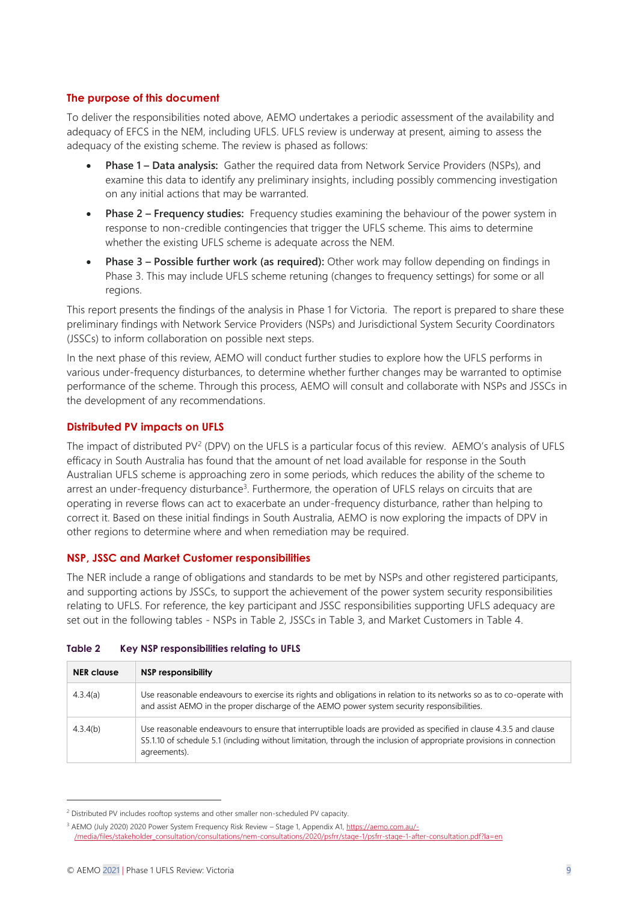### The purpose of this document

To deliver the responsibilities noted above, AEMO undertakes a periodic assessment of the availability and adequacy of EFCS in the NEM, including UFLS. UFLS review is underway at present, aiming to assess the adequacy of the existing scheme. The review is phased as follows:

- **Phase 1 – Data analysis:** Gather the required data from Network Service Providers (NSPs), and examine this data to identify any preliminary insights, including possibly commencing investigation on any initial actions that may be warranted.
- **Phase 2 – Frequency studies:** Frequency studies examining the behaviour of the power system in response to non-credible contingencies that trigger the UFLS scheme. This aims to determine whether the existing UFLS scheme is adequate across the NEM.
- **Phase 3 – Possible further work (as required):** Other work may follow depending on findings in Phase 3. This may include UFLS scheme retuning (changes to frequency settings) for some or all regions.

This report presents the findings of the analysis in Phase 1 for Victoria. The report is prepared to share these preliminary findings with Network Service Providers (NSPs) and Jurisdictional System Security Coordinators (JSSCs) to inform collaboration on possible next steps.

In the next phase of this review, AEMO will conduct further studies to explore how the UFLS performs in various under-frequency disturbances, to determine whether further changes may be warranted to optimise performance of the scheme. Through this process, AEMO will consult and collaborate with NSPs and JSSCs in the development of any recommendations.

### Distributed PV impacts on UFLS

The impact of distributed PV[2] (DPV) on the UFLS is a particular focus of this review. AEMO's analysis of UFLS efficacy in South Australia has found that the amount of net load available for response in the South Australian UFLS scheme is approaching zero in some periods, which reduces the ability of the scheme to arrest an under-frequency disturbance[3]. Furthermore, the operation of UFLS relays on circuits that are operating in reverse flows can act to exacerbate an under-frequency disturbance, rather than helping to correct it. Based on these initial findings in South Australia, AEMO is now exploring the impacts of DPV in other regions to determine where and when remediation may be required.

### NSP, JSSC and Market Customer responsibilities

The NER include a range of obligations and standards to be met by NSPs and other registered participants, and supporting actions by JSSCs, to support the achievement of the power system security responsibilities relating to UFLS. For reference, the key participant and JSSC responsibilities supporting UFLS adequacy are set out in the following tables - NSPs in Table 2, JSSCs in Table 3, and Market Customers in Table 4.

**Table 2 Key NSP responsibilities relating to UFLS**

| NER clause | NSP responsibility |
|---|---|
| 4.3.4(a) | Use reasonable endeavours to exercise its rights and obligations in relation to its networks so as to co-operate with and assist AEMO in the proper discharge of the AEMO power system security responsibilities. |
| 4.3.4(b) | Use reasonable endeavours to ensure that interruptible loads are provided as specified in clause 4.3.5 and clause S5.1.10 of schedule 5.1 (including without limitation, through the inclusion of appropriate provisions in connection agreements). |

[2] Distributed PV includes rooftop systems and other smaller non-scheduled PV capacity.

[3] AEMO (July 2020) 2020 Power System Frequency Risk Review – Stage 1, Appendix A1, https://aemo.com.au/-/media/files/stakeholder_consultation/consultations/nem-consultations/2020/psfrr/stage-1/psfrr-stage-1-after-consultation.pdf?la=en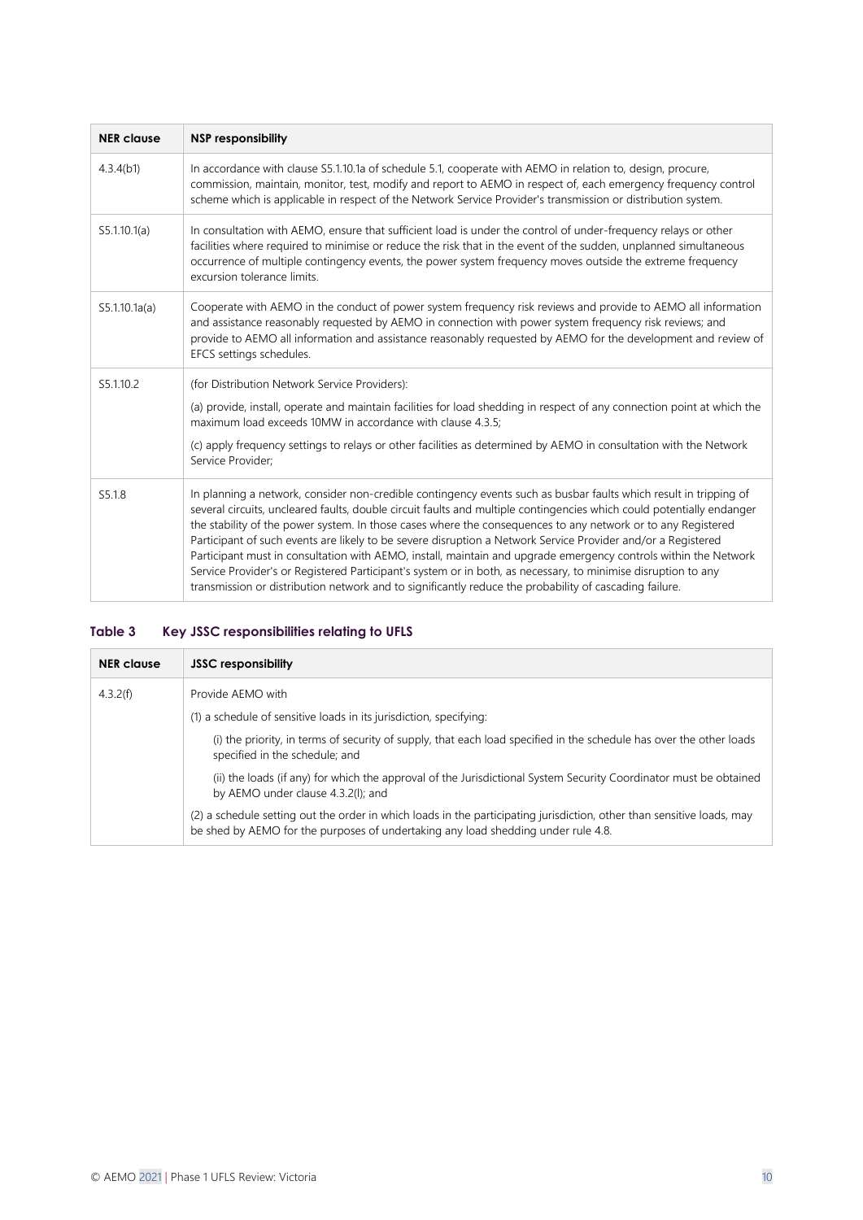| NER clause | NSP responsibility |
| --- | --- |
| 4.3.4(b1) | In accordance with clause S5.1.10.1a of schedule 5.1, cooperate with AEMO in relation to, design, procure, commission, maintain, monitor, test, modify and report to AEMO in respect of, each emergency frequency control scheme which is applicable in respect of the Network Service Provider's transmission or distribution system. |
| S5.1.10.1(a) | In consultation with AEMO, ensure that sufficient load is under the control of under-frequency relays or other facilities where required to minimise or reduce the risk that in the event of the sudden, unplanned simultaneous occurrence of multiple contingency events, the power system frequency moves outside the extreme frequency excursion tolerance limits. |
| S5.1.10.1a(a) | Cooperate with AEMO in the conduct of power system frequency risk reviews and provide to AEMO all information and assistance reasonably requested by AEMO in connection with power system frequency risk reviews; and provide to AEMO all information and assistance reasonably requested by AEMO for the development and review of EFCS settings schedules. |
| S5.1.10.2 | (for Distribution Network Service Providers):<br><br>(a) provide, install, operate and maintain facilities for load shedding in respect of any connection point at which the maximum load exceeds 10MW in accordance with clause 4.3.5;<br><br>(c) apply frequency settings to relays or other facilities as determined by AEMO in consultation with the Network Service Provider; |
| S5.1.8 | In planning a network, consider non-credible contingency events such as busbar faults which result in tripping of several circuits, uncleared faults, double circuit faults and multiple contingencies which could potentially endanger the stability of the power system. In those cases where the consequences to any network or to any Registered Participant of such events are likely to be severe disruption a Network Service Provider and/or a Registered Participant must in consultation with AEMO, install, maintain and upgrade emergency controls within the Network Service Provider's or Registered Participant's system or in both, as necessary, to minimise disruption to any transmission or distribution network and to significantly reduce the probability of cascading failure. |

**Table 3 Key JSSC responsibilities relating to UFLS**

| NER clause | JSSC responsibility |
| --- | --- |
| 4.3.2(f) | Provide AEMO with<br><br>(1) a schedule of sensitive loads in its jurisdiction, specifying:<br><br>(i) the priority, in terms of security of supply, that each load specified in the schedule has over the other loads specified in the schedule; and<br><br>(ii) the loads (if any) for which the approval of the Jurisdictional System Security Coordinator must be obtained by AEMO under clause 4.3.2(l); and<br><br>(2) a schedule setting out the order in which loads in the participating jurisdiction, other than sensitive loads, may be shed by AEMO for the purposes of undertaking any load shedding under rule 4.8. |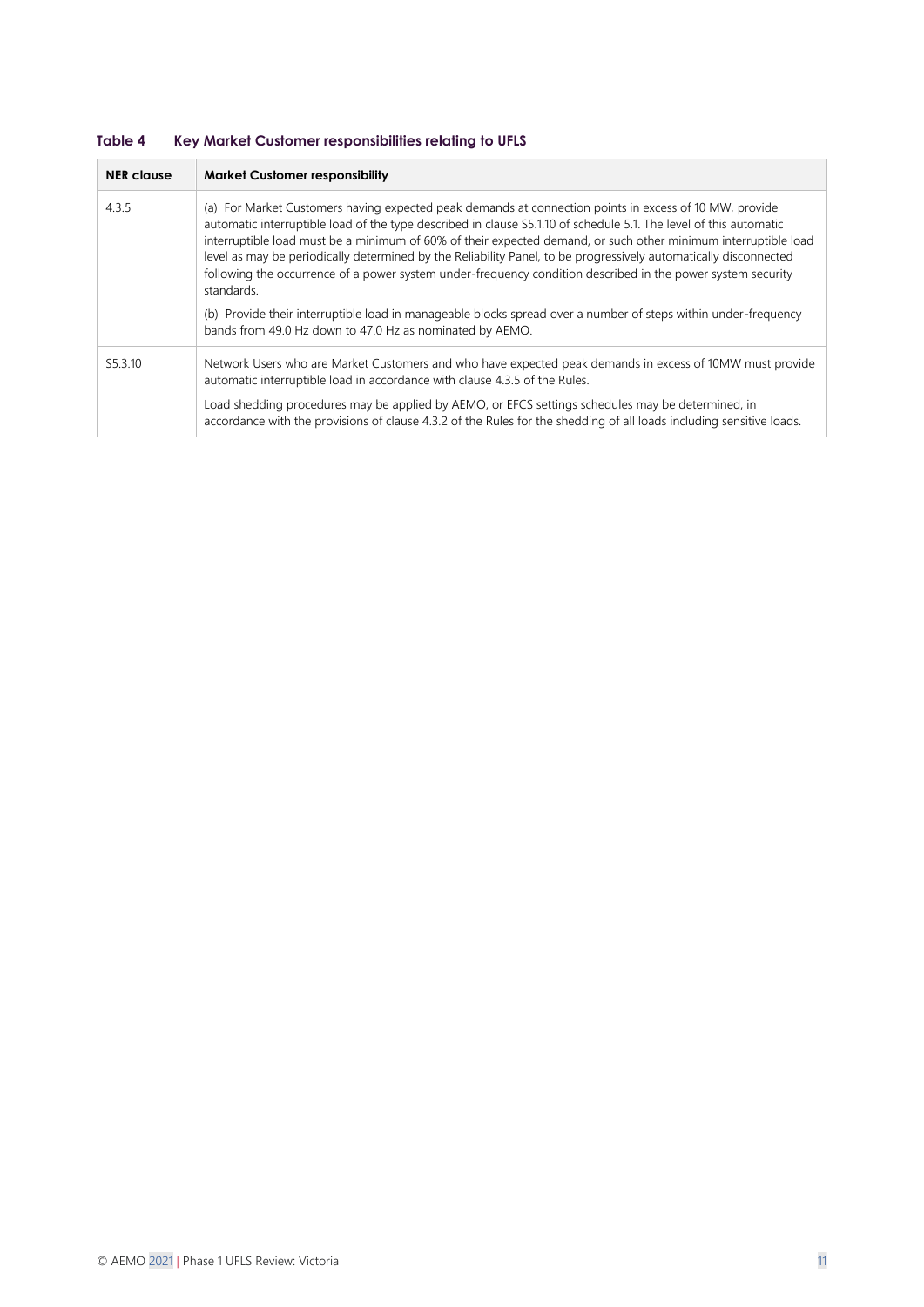**Table 4 Key Market Customer responsibilities relating to UFLS**

| NER clause | Market Customer responsibility |
| --- | --- |
| 4.3.5 | (a) For Market Customers having expected peak demands at connection points in excess of 10 MW, provide automatic interruptible load of the type described in clause S5.1.10 of schedule 5.1. The level of this automatic interruptible load must be a minimum of 60% of their expected demand, or such other minimum interruptible load level as may be periodically determined by the Reliability Panel, to be progressively automatically disconnected following the occurrence of a power system under-frequency condition described in the power system security standards.<br><br>(b) Provide their interruptible load in manageable blocks spread over a number of steps within under-frequency bands from 49.0 Hz down to 47.0 Hz as nominated by AEMO. |
| S5.3.10 | Network Users who are Market Customers and who have expected peak demands in excess of 10MW must provide automatic interruptible load in accordance with clause 4.3.5 of the Rules.<br><br>Load shedding procedures may be applied by AEMO, or EFCS settings schedules may be determined, in accordance with the provisions of clause 4.3.2 of the Rules for the shedding of all loads including sensitive loads. |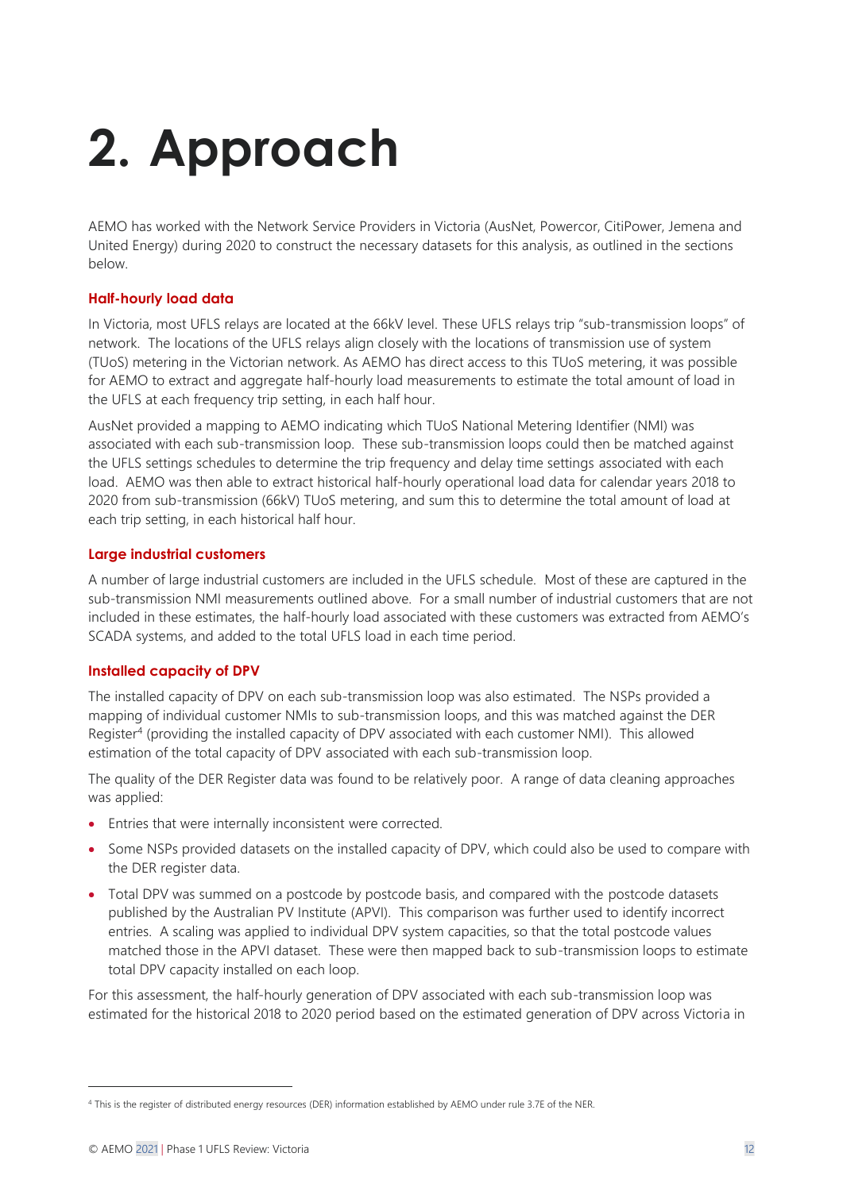# 2. Approach

AEMO has worked with the Network Service Providers in Victoria (AusNet, Powercor, CitiPower, Jemena and United Energy) during 2020 to construct the necessary datasets for this analysis, as outlined in the sections below.

### Half-hourly load data

In Victoria, most UFLS relays are located at the 66kV level. These UFLS relays trip "sub-transmission loops" of network. The locations of the UFLS relays align closely with the locations of transmission use of system (TUoS) metering in the Victorian network. As AEMO has direct access to this TUoS metering, it was possible for AEMO to extract and aggregate half-hourly load measurements to estimate the total amount of load in the UFLS at each frequency trip setting, in each half hour.

AusNet provided a mapping to AEMO indicating which TUoS National Metering Identifier (NMI) was associated with each sub-transmission loop. These sub-transmission loops could then be matched against the UFLS settings schedules to determine the trip frequency and delay time settings associated with each load. AEMO was then able to extract historical half-hourly operational load data for calendar years 2018 to 2020 from sub-transmission (66kV) TUoS metering, and sum this to determine the total amount of load at each trip setting, in each historical half hour.

### Large industrial customers

A number of large industrial customers are included in the UFLS schedule. Most of these are captured in the sub-transmission NMI measurements outlined above. For a small number of industrial customers that are not included in these estimates, the half-hourly load associated with these customers was extracted from AEMO's SCADA systems, and added to the total UFLS load in each time period.

### Installed capacity of DPV

The installed capacity of DPV on each sub-transmission loop was also estimated. The NSPs provided a mapping of individual customer NMIs to sub-transmission loops, and this was matched against the DER Register[4] (providing the installed capacity of DPV associated with each customer NMI). This allowed estimation of the total capacity of DPV associated with each sub-transmission loop.

The quality of the DER Register data was found to be relatively poor. A range of data cleaning approaches was applied:

- Entries that were internally inconsistent were corrected.
- Some NSPs provided datasets on the installed capacity of DPV, which could also be used to compare with the DER register data.
- Total DPV was summed on a postcode by postcode basis, and compared with the postcode datasets published by the Australian PV Institute (APVI). This comparison was further used to identify incorrect entries. A scaling was applied to individual DPV system capacities, so that the total postcode values matched those in the APVI dataset. These were then mapped back to sub-transmission loops to estimate total DPV capacity installed on each loop.

For this assessment, the half-hourly generation of DPV associated with each sub-transmission loop was estimated for the historical 2018 to 2020 period based on the estimated generation of DPV across Victoria in

[4] This is the register of distributed energy resources (DER) information established by AEMO under rule 3.7E of the NER.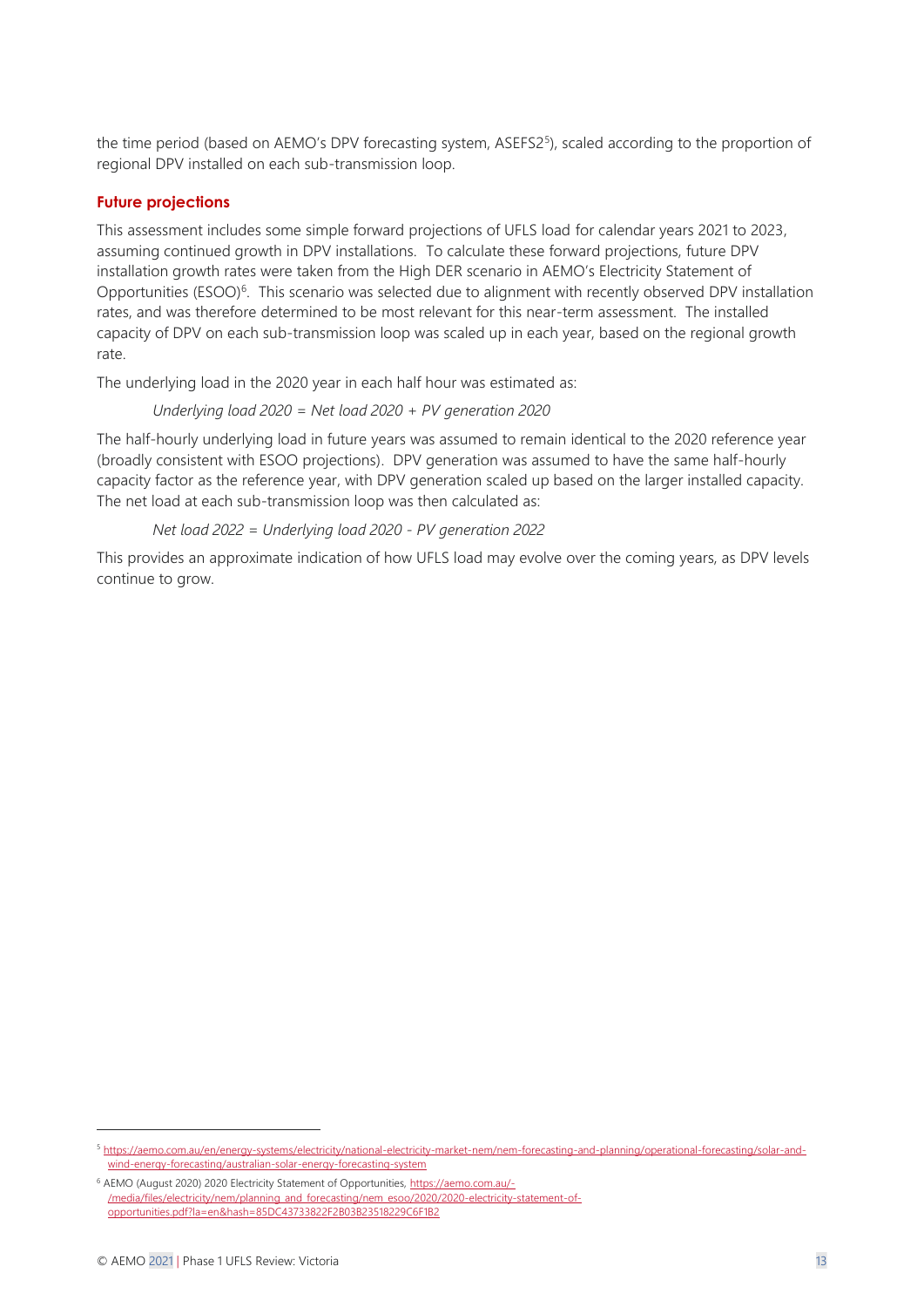the time period (based on AEMO's DPV forecasting system, ASEFS2[5]), scaled according to the proportion of regional DPV installed on each sub-transmission loop.

### Future projections

This assessment includes some simple forward projections of UFLS load for calendar years 2021 to 2023, assuming continued growth in DPV installations. To calculate these forward projections, future DPV installation growth rates were taken from the High DER scenario in AEMO's Electricity Statement of Opportunities (ESOO)[6]. This scenario was selected due to alignment with recently observed DPV installation rates, and was therefore determined to be most relevant for this near-term assessment. The installed capacity of DPV on each sub-transmission loop was scaled up in each year, based on the regional growth rate.

The underlying load in the 2020 year in each half hour was estimated as:

*Underlying load 2020 = Net load 2020 + PV generation 2020*

The half-hourly underlying load in future years was assumed to remain identical to the 2020 reference year (broadly consistent with ESOO projections). DPV generation was assumed to have the same half-hourly capacity factor as the reference year, with DPV generation scaled up based on the larger installed capacity. The net load at each sub-transmission loop was then calculated as:

*Net load 2022 = Underlying load 2020 - PV generation 2022*

This provides an approximate indication of how UFLS load may evolve over the coming years, as DPV levels continue to grow.

---

[5] https://aemo.com.au/en/energy-systems/electricity/national-electricity-market-nem/nem-forecasting-and-planning/operational-forecasting/solar-and-wind-energy-forecasting/australian-solar-energy-forecasting-system

[6] AEMO (August 2020) 2020 Electricity Statement of Opportunities, https://aemo.com.au/-/media/files/electricity/nem/planning_and_forecasting/nem_esoo/2020/2020-electricity-statement-of-opportunities.pdf?la=en&hash=85DC43733822F2B03B23518229C6F1B2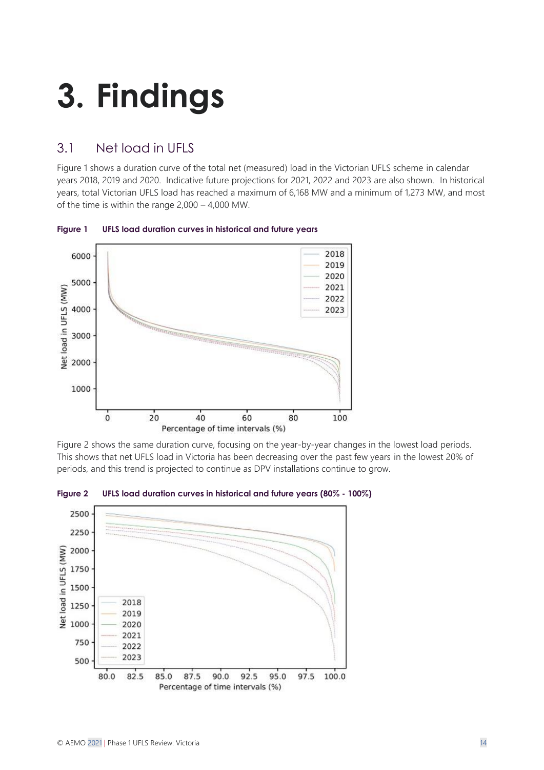# 3. Findings

## 3.1 Net load in UFLS

Figure 1 shows a duration curve of the total net (measured) load in the Victorian UFLS scheme in calendar years 2018, 2019 and 2020. Indicative future projections for 2021, 2022 and 2023 are also shown. In historical years, total Victorian UFLS load has reached a maximum of 6,168 MW and a minimum of 1,273 MW, and most of the time is within the range 2,000 – 4,000 MW.

**Figure 1 UFLS load duration curves in historical and future years**

Figure 2 shows the same duration curve, focusing on the year-by-year changes in the lowest load periods. This shows that net UFLS load in Victoria has been decreasing over the past few years in the lowest 20% of periods, and this trend is projected to continue as DPV installations continue to grow.

**Figure 2 UFLS load duration curves in historical and future years (80% - 100%)**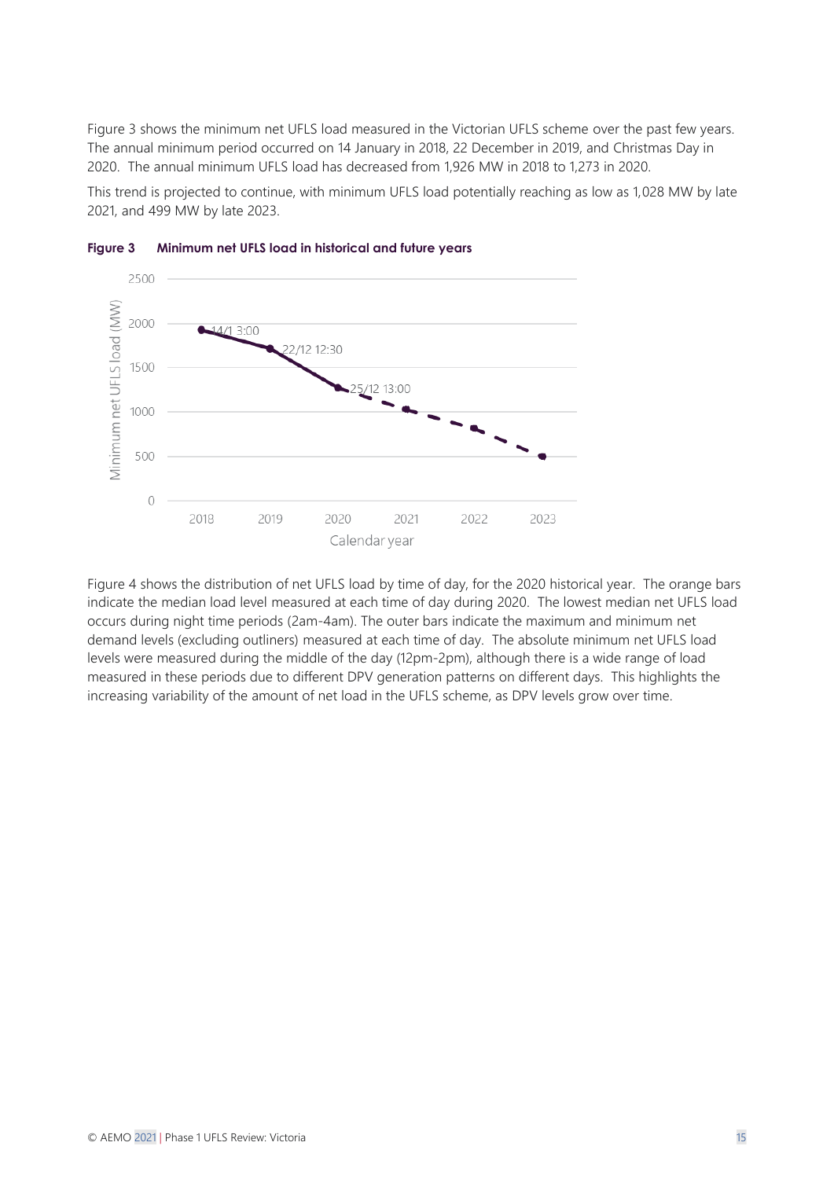Figure 3 shows the minimum net UFLS load measured in the Victorian UFLS scheme over the past few years. The annual minimum period occurred on 14 January in 2018, 22 December in 2019, and Christmas Day in 2020. The annual minimum UFLS load has decreased from 1,926 MW in 2018 to 1,273 in 2020.

This trend is projected to continue, with minimum UFLS load potentially reaching as low as 1,028 MW by late 2021, and 499 MW by late 2023.

**Figure 3 Minimum net UFLS load in historical and future years**

Figure 4 shows the distribution of net UFLS load by time of day, for the 2020 historical year. The orange bars indicate the median load level measured at each time of day during 2020. The lowest median net UFLS load occurs during night time periods (2am-4am). The outer bars indicate the maximum and minimum net demand levels (excluding outliners) measured at each time of day. The absolute minimum net UFLS load levels were measured during the middle of the day (12pm-2pm), although there is a wide range of load measured in these periods due to different DPV generation patterns on different days. This highlights the increasing variability of the amount of net load in the UFLS scheme, as DPV levels grow over time.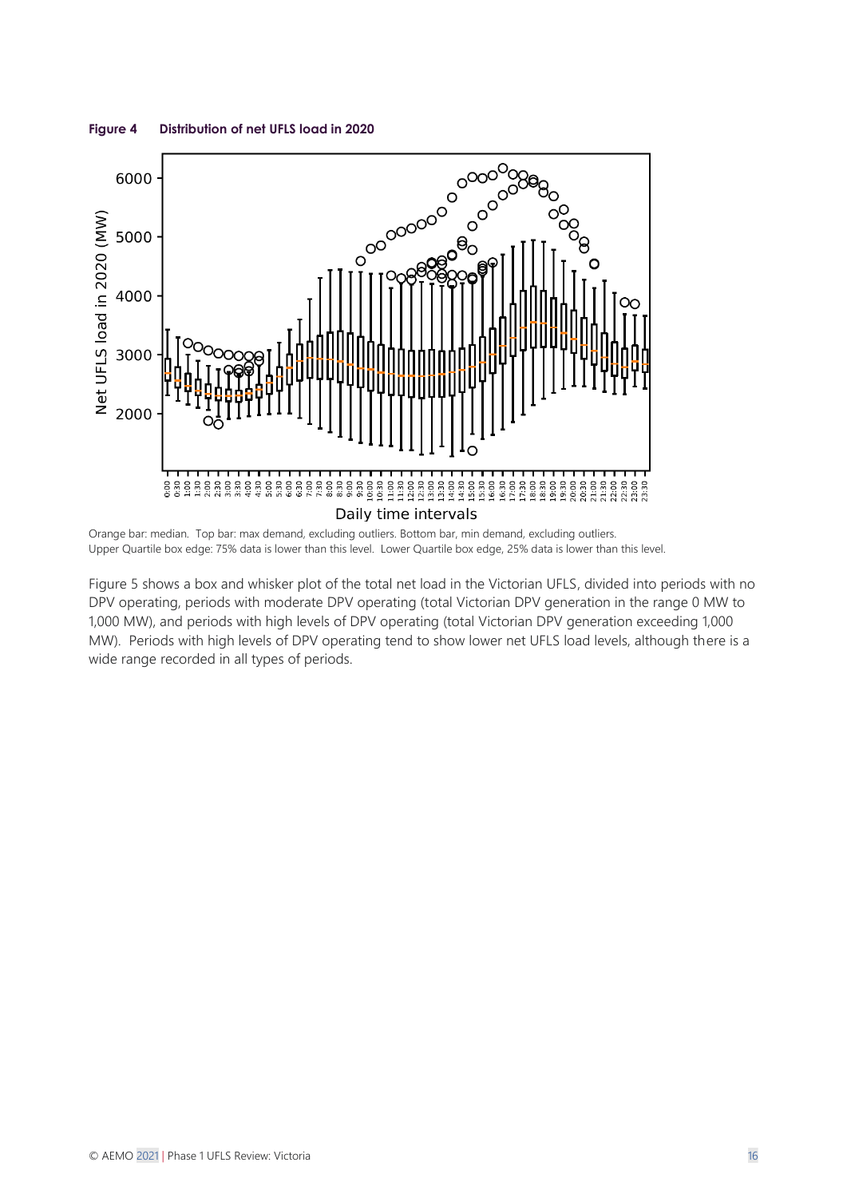**Figure 4 Distribution of net UFLS load in 2020**

Orange bar: median. Top bar: max demand, excluding outliers. Bottom bar, min demand, excluding outliers.
Upper Quartile box edge: 75% data is lower than this level. Lower Quartile box edge, 25% data is lower than this level.

Figure 5 shows a box and whisker plot of the total net load in the Victorian UFLS, divided into periods with no DPV operating, periods with moderate DPV operating (total Victorian DPV generation in the range 0 MW to 1,000 MW), and periods with high levels of DPV operating (total Victorian DPV generation exceeding 1,000 MW). Periods with high levels of DPV operating tend to show lower net UFLS load levels, although there is a wide range recorded in all types of periods.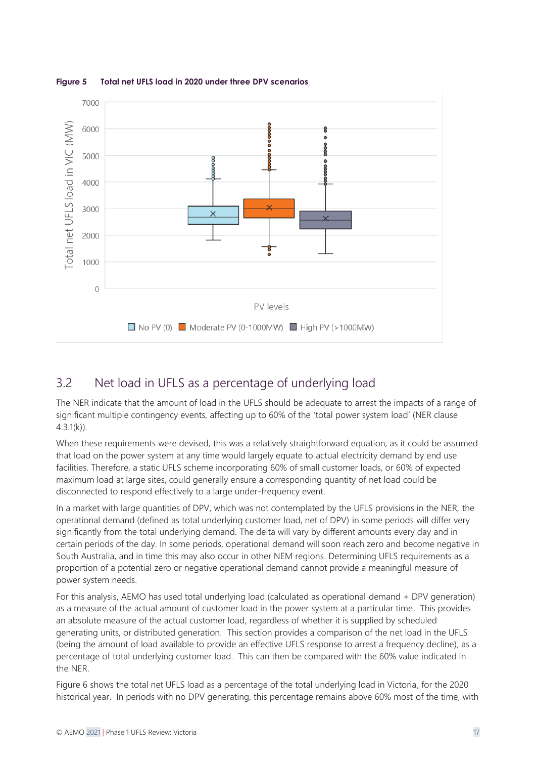**Figure 5 Total net UFLS load in 2020 under three DPV scenarios**

## 3.2 Net load in UFLS as a percentage of underlying load

The NER indicate that the amount of load in the UFLS should be adequate to arrest the impacts of a range of significant multiple contingency events, affecting up to 60% of the 'total power system load' (NER clause 4.3.1(k)).

When these requirements were devised, this was a relatively straightforward equation, as it could be assumed that load on the power system at any time would largely equate to actual electricity demand by end use facilities. Therefore, a static UFLS scheme incorporating 60% of small customer loads, or 60% of expected maximum load at large sites, could generally ensure a corresponding quantity of net load could be disconnected to respond effectively to a large under-frequency event.

In a market with large quantities of DPV, which was not contemplated by the UFLS provisions in the NER, the operational demand (defined as total underlying customer load, net of DPV) in some periods will differ very significantly from the total underlying demand. The delta will vary by different amounts every day and in certain periods of the day. In some periods, operational demand will soon reach zero and become negative in South Australia, and in time this may also occur in other NEM regions. Determining UFLS requirements as a proportion of a potential zero or negative operational demand cannot provide a meaningful measure of power system needs.

For this analysis, AEMO has used total underlying load (calculated as operational demand + DPV generation) as a measure of the actual amount of customer load in the power system at a particular time. This provides an absolute measure of the actual customer load, regardless of whether it is supplied by scheduled generating units, or distributed generation. This section provides a comparison of the net load in the UFLS (being the amount of load available to provide an effective UFLS response to arrest a frequency decline), as a percentage of total underlying customer load. This can then be compared with the 60% value indicated in the NER.

Figure 6 shows the total net UFLS load as a percentage of the total underlying load in Victoria, for the 2020 historical year. In periods with no DPV generating, this percentage remains above 60% most of the time, with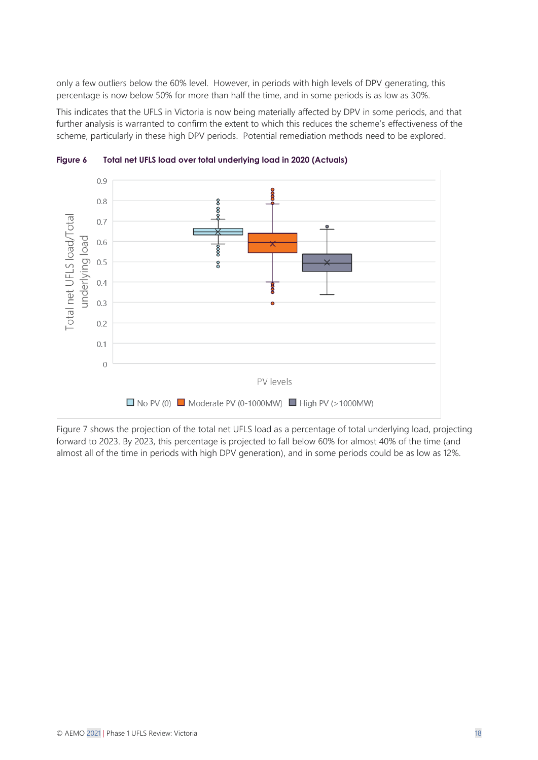only a few outliers below the 60% level. However, in periods with high levels of DPV generating, this percentage is now below 50% for more than half the time, and in some periods is as low as 30%.

This indicates that the UFLS in Victoria is now being materially affected by DPV in some periods, and that further analysis is warranted to confirm the extent to which this reduces the scheme's effectiveness of the scheme, particularly in these high DPV periods. Potential remediation methods need to be explored.

**Figure 6 Total net UFLS load over total underlying load in 2020 (Actuals)**

Figure 7 shows the projection of the total net UFLS load as a percentage of total underlying load, projecting forward to 2023. By 2023, this percentage is projected to fall below 60% for almost 40% of the time (and almost all of the time in periods with high DPV generation), and in some periods could be as low as 12%.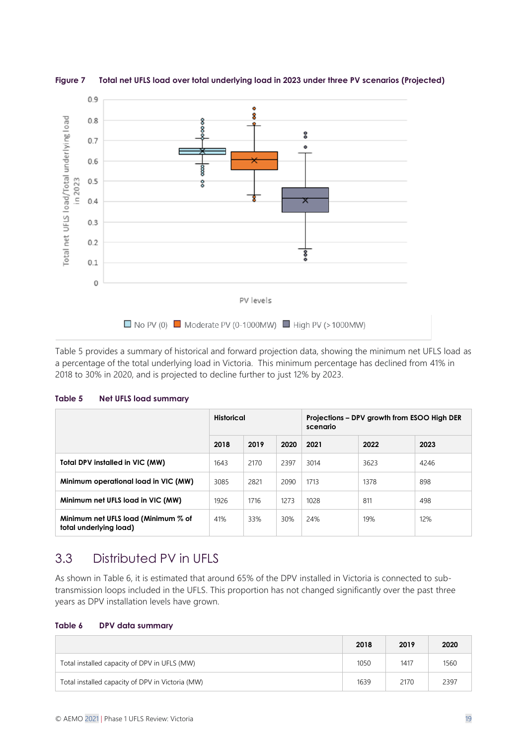**Figure 7 Total net UFLS load over total underlying load in 2023 under three PV scenarios (Projected)**

Table 5 provides a summary of historical and forward projection data, showing the minimum net UFLS load as a percentage of the total underlying load in Victoria. This minimum percentage has declined from 41% in 2018 to 30% in 2020, and is projected to decline further to just 12% by 2023.

**Table 5 Net UFLS load summary**

| | Historical | | | Projections – DPV growth from ESOO High DER scenario | | |
|---|---|---|---|---|---|---|
| | **2018** | **2019** | **2020** | **2021** | **2022** | **2023** |
| **Total DPV installed in VIC (MW)** | 1643 | 2170 | 2397 | 3014 | 3623 | 4246 |
| **Minimum operational load in VIC (MW)** | 3085 | 2821 | 2090 | 1713 | 1378 | 898 |
| **Minimum net UFLS load in VIC (MW)** | 1926 | 1716 | 1273 | 1028 | 811 | 498 |
| **Minimum net UFLS load (Minimum % of total underlying load)** | 41% | 33% | 30% | 24% | 19% | 12% |

## 3.3 Distributed PV in UFLS

As shown in Table 6, it is estimated that around 65% of the DPV installed in Victoria is connected to sub-transmission loops included in the UFLS. This proportion has not changed significantly over the past three years as DPV installation levels have grown.

**Table 6 DPV data summary**

| | **2018** | **2019** | **2020** |
|---|---|---|---|
| Total installed capacity of DPV in UFLS (MW) | 1050 | 1417 | 1560 |
| Total installed capacity of DPV in Victoria (MW) | 1639 | 2170 | 2397 |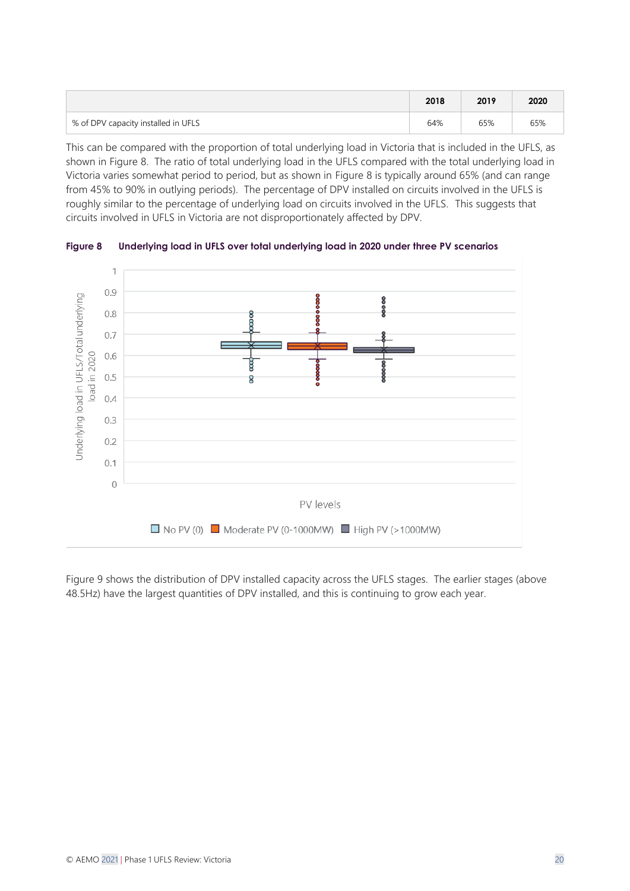| | 2018 | 2019 | 2020 |
|---|---|---|---|
| % of DPV capacity installed in UFLS | 64% | 65% | 65% |

This can be compared with the proportion of total underlying load in Victoria that is included in the UFLS, as shown in Figure 8. The ratio of total underlying load in the UFLS compared with the total underlying load in Victoria varies somewhat period to period, but as shown in Figure 8 is typically around 65% (and can range from 45% to 90% in outlying periods). The percentage of DPV installed on circuits involved in the UFLS is roughly similar to the percentage of underlying load on circuits involved in the UFLS. This suggests that circuits involved in UFLS in Victoria are not disproportionately affected by DPV.

**Figure 8 Underlying load in UFLS over total underlying load in 2020 under three PV scenarios**

Figure 9 shows the distribution of DPV installed capacity across the UFLS stages. The earlier stages (above 48.5Hz) have the largest quantities of DPV installed, and this is continuing to grow each year.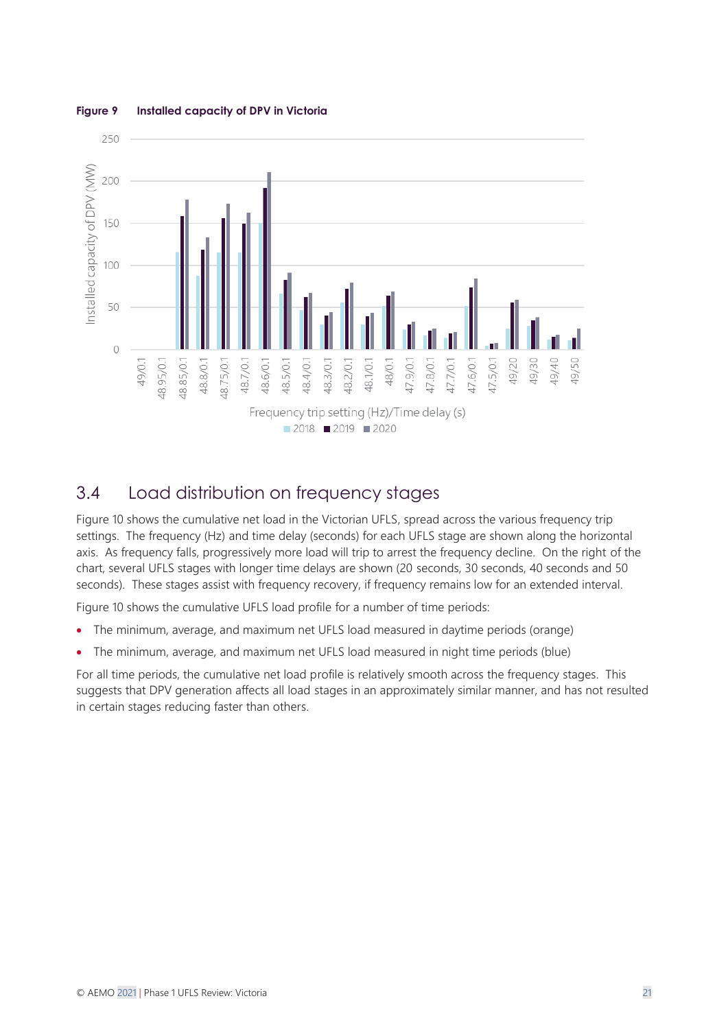**Figure 9 Installed capacity of DPV in Victoria**

## 3.4 Load distribution on frequency stages

Figure 10 shows the cumulative net load in the Victorian UFLS, spread across the various frequency trip settings. The frequency (Hz) and time delay (seconds) for each UFLS stage are shown along the horizontal axis. As frequency falls, progressively more load will trip to arrest the frequency decline. On the right of the chart, several UFLS stages with longer time delays are shown (20 seconds, 30 seconds, 40 seconds and 50 seconds). These stages assist with frequency recovery, if frequency remains low for an extended interval.

Figure 10 shows the cumulative UFLS load profile for a number of time periods:

- The minimum, average, and maximum net UFLS load measured in daytime periods (orange)
- The minimum, average, and maximum net UFLS load measured in night time periods (blue)

For all time periods, the cumulative net load profile is relatively smooth across the frequency stages. This suggests that DPV generation affects all load stages in an approximately similar manner, and has not resulted in certain stages reducing faster than others.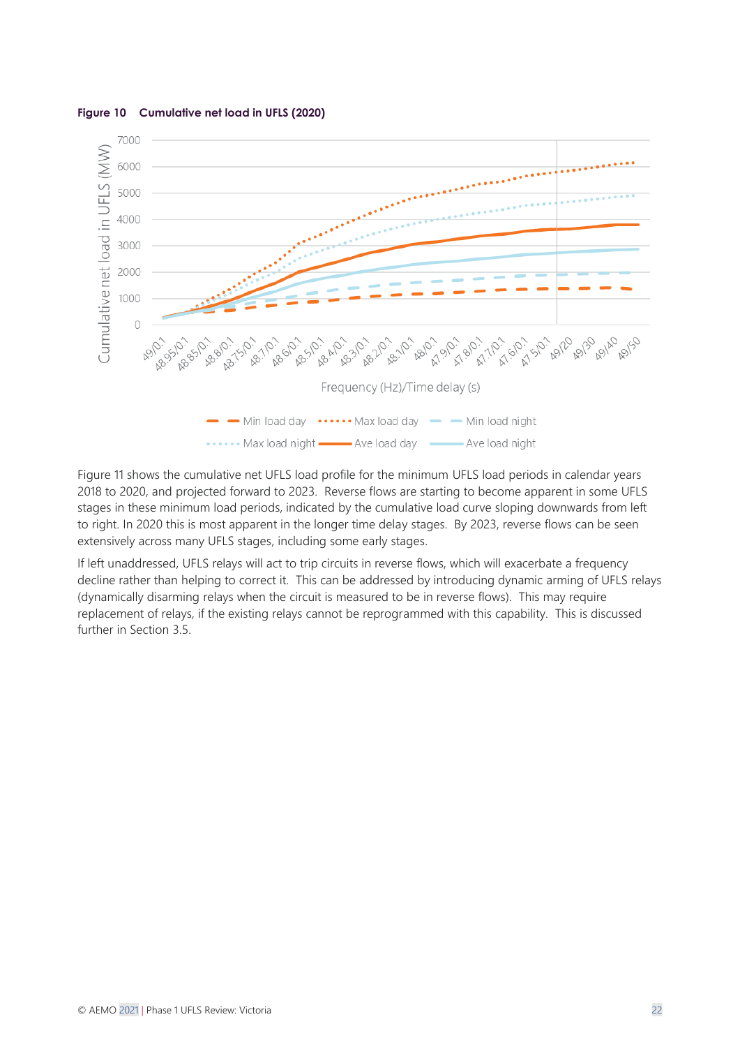**Figure 10 Cumulative net load in UFLS (2020)**

Figure 11 shows the cumulative net UFLS load profile for the minimum UFLS load periods in calendar years 2018 to 2020, and projected forward to 2023. Reverse flows are starting to become apparent in some UFLS stages in these minimum load periods, indicated by the cumulative load curve sloping downwards from left to right. In 2020 this is most apparent in the longer time delay stages. By 2023, reverse flows can be seen extensively across many UFLS stages, including some early stages.

If left unaddressed, UFLS relays will act to trip circuits in reverse flows, which will exacerbate a frequency decline rather than helping to correct it. This can be addressed by introducing dynamic arming of UFLS relays (dynamically disarming relays when the circuit is measured to be in reverse flows). This may require replacement of relays, if the existing relays cannot be reprogrammed with this capability. This is discussed further in Section 3.5.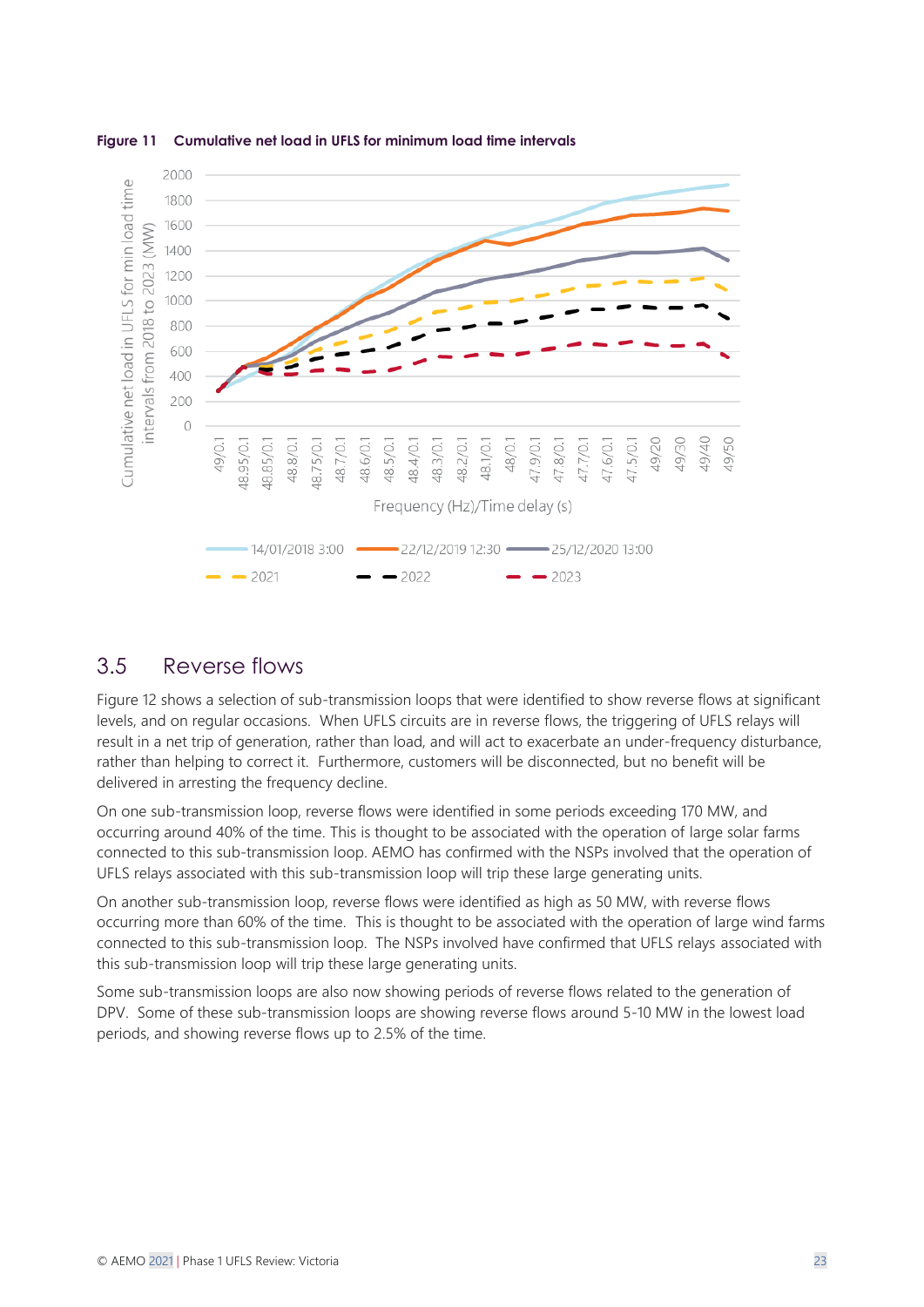**Figure 11 Cumulative net load in UFLS for minimum load time intervals**

## 3.5 Reverse flows

Figure 12 shows a selection of sub-transmission loops that were identified to show reverse flows at significant levels, and on regular occasions. When UFLS circuits are in reverse flows, the triggering of UFLS relays will result in a net trip of generation, rather than load, and will act to exacerbate an under-frequency disturbance, rather than helping to correct it. Furthermore, customers will be disconnected, but no benefit will be delivered in arresting the frequency decline.

On one sub-transmission loop, reverse flows were identified in some periods exceeding 170 MW, and occurring around 40% of the time. This is thought to be associated with the operation of large solar farms connected to this sub-transmission loop. AEMO has confirmed with the NSPs involved that the operation of UFLS relays associated with this sub-transmission loop will trip these large generating units.

On another sub-transmission loop, reverse flows were identified as high as 50 MW, with reverse flows occurring more than 60% of the time. This is thought to be associated with the operation of large wind farms connected to this sub-transmission loop. The NSPs involved have confirmed that UFLS relays associated with this sub-transmission loop will trip these large generating units.

Some sub-transmission loops are also now showing periods of reverse flows related to the generation of DPV. Some of these sub-transmission loops are showing reverse flows around 5-10 MW in the lowest load periods, and showing reverse flows up to 2.5% of the time.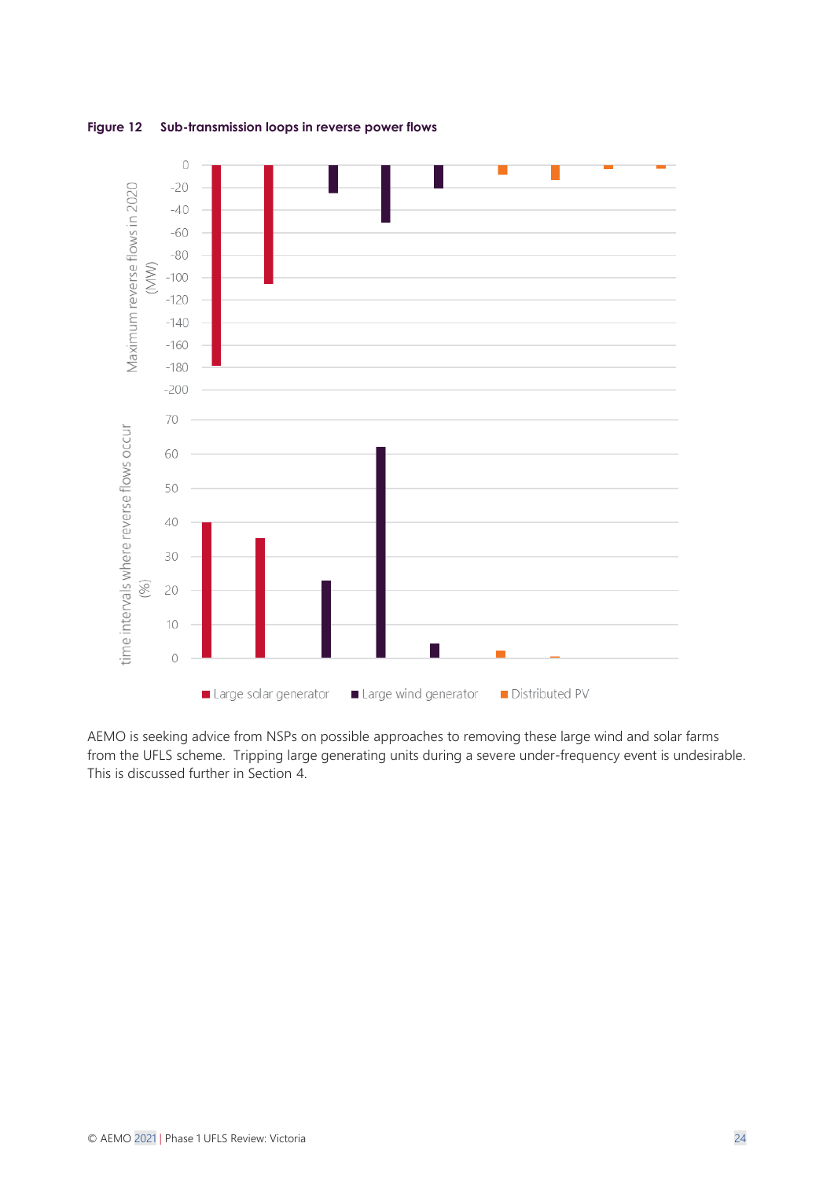**Figure 12 Sub-transmission loops in reverse power flows**

AEMO is seeking advice from NSPs on possible approaches to removing these large wind and solar farms from the UFLS scheme. Tripping large generating units during a severe under-frequency event is undesirable. This is discussed further in Section 4.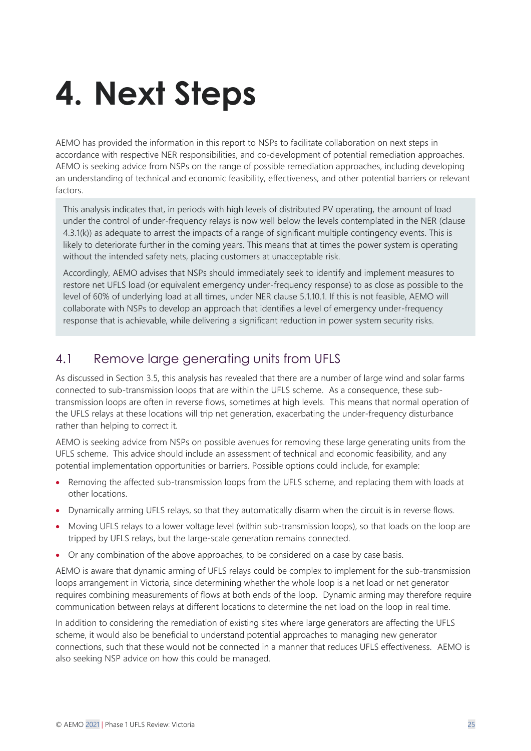# 4. Next Steps

AEMO has provided the information in this report to NSPs to facilitate collaboration on next steps in accordance with respective NER responsibilities, and co-development of potential remediation approaches. AEMO is seeking advice from NSPs on the range of possible remediation approaches, including developing an understanding of technical and economic feasibility, effectiveness, and other potential barriers or relevant factors.

This analysis indicates that, in periods with high levels of distributed PV operating, the amount of load under the control of under-frequency relays is now well below the levels contemplated in the NER (clause 4.3.1(k)) as adequate to arrest the impacts of a range of significant multiple contingency events. This is likely to deteriorate further in the coming years. This means that at times the power system is operating without the intended safety nets, placing customers at unacceptable risk.

Accordingly, AEMO advises that NSPs should immediately seek to identify and implement measures to restore net UFLS load (or equivalent emergency under-frequency response) to as close as possible to the level of 60% of underlying load at all times, under NER clause 5.1.10.1. If this is not feasible, AEMO will collaborate with NSPs to develop an approach that identifies a level of emergency under-frequency response that is achievable, while delivering a significant reduction in power system security risks.

## 4.1 Remove large generating units from UFLS

As discussed in Section 3.5, this analysis has revealed that there are a number of large wind and solar farms connected to sub-transmission loops that are within the UFLS scheme. As a consequence, these sub-transmission loops are often in reverse flows, sometimes at high levels. This means that normal operation of the UFLS relays at these locations will trip net generation, exacerbating the under-frequency disturbance rather than helping to correct it.

AEMO is seeking advice from NSPs on possible avenues for removing these large generating units from the UFLS scheme. This advice should include an assessment of technical and economic feasibility, and any potential implementation opportunities or barriers. Possible options could include, for example:

- Removing the affected sub-transmission loops from the UFLS scheme, and replacing them with loads at other locations.
- Dynamically arming UFLS relays, so that they automatically disarm when the circuit is in reverse flows.
- Moving UFLS relays to a lower voltage level (within sub-transmission loops), so that loads on the loop are tripped by UFLS relays, but the large-scale generation remains connected.
- Or any combination of the above approaches, to be considered on a case by case basis.

AEMO is aware that dynamic arming of UFLS relays could be complex to implement for the sub-transmission loops arrangement in Victoria, since determining whether the whole loop is a net load or net generator requires combining measurements of flows at both ends of the loop. Dynamic arming may therefore require communication between relays at different locations to determine the net load on the loop in real time.

In addition to considering the remediation of existing sites where large generators are affecting the UFLS scheme, it would also be beneficial to understand potential approaches to managing new generator connections, such that these would not be connected in a manner that reduces UFLS effectiveness. AEMO is also seeking NSP advice on how this could be managed.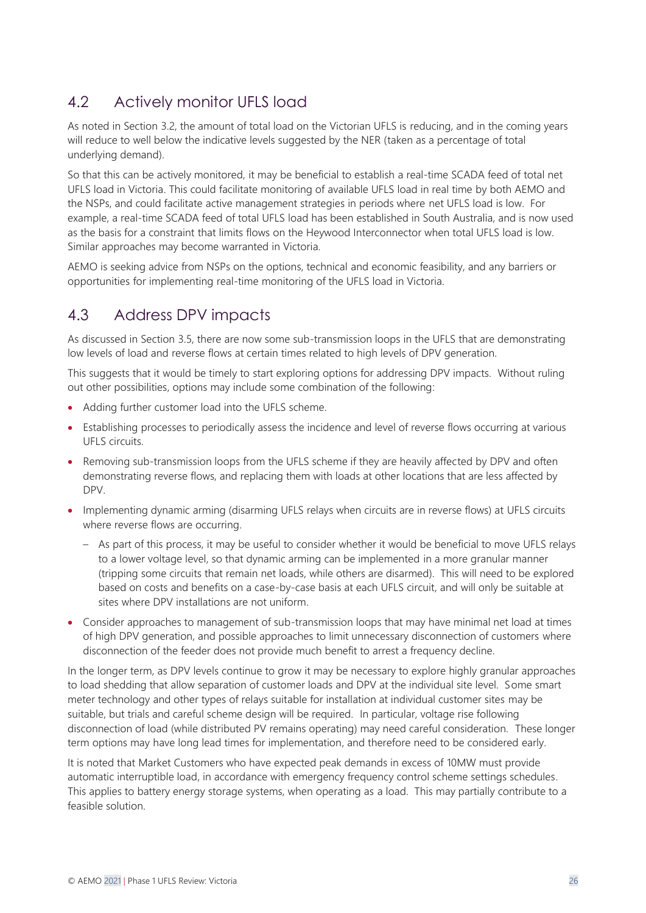## 4.2 Actively monitor UFLS load

As noted in Section 3.2, the amount of total load on the Victorian UFLS is reducing, and in the coming years will reduce to well below the indicative levels suggested by the NER (taken as a percentage of total underlying demand).

So that this can be actively monitored, it may be beneficial to establish a real-time SCADA feed of total net UFLS load in Victoria. This could facilitate monitoring of available UFLS load in real time by both AEMO and the NSPs, and could facilitate active management strategies in periods where net UFLS load is low. For example, a real-time SCADA feed of total UFLS load has been established in South Australia, and is now used as the basis for a constraint that limits flows on the Heywood Interconnector when total UFLS load is low. Similar approaches may become warranted in Victoria.

AEMO is seeking advice from NSPs on the options, technical and economic feasibility, and any barriers or opportunities for implementing real-time monitoring of the UFLS load in Victoria.

## 4.3 Address DPV impacts

As discussed in Section 3.5, there are now some sub-transmission loops in the UFLS that are demonstrating low levels of load and reverse flows at certain times related to high levels of DPV generation.

This suggests that it would be timely to start exploring options for addressing DPV impacts. Without ruling out other possibilities, options may include some combination of the following:

- Adding further customer load into the UFLS scheme.
- Establishing processes to periodically assess the incidence and level of reverse flows occurring at various UFLS circuits.
- Removing sub-transmission loops from the UFLS scheme if they are heavily affected by DPV and often demonstrating reverse flows, and replacing them with loads at other locations that are less affected by DPV.
- Implementing dynamic arming (disarming UFLS relays when circuits are in reverse flows) at UFLS circuits where reverse flows are occurring.
  - As part of this process, it may be useful to consider whether it would be beneficial to move UFLS relays to a lower voltage level, so that dynamic arming can be implemented in a more granular manner (tripping some circuits that remain net loads, while others are disarmed). This will need to be explored based on costs and benefits on a case-by-case basis at each UFLS circuit, and will only be suitable at sites where DPV installations are not uniform.
- Consider approaches to management of sub-transmission loops that may have minimal net load at times of high DPV generation, and possible approaches to limit unnecessary disconnection of customers where disconnection of the feeder does not provide much benefit to arrest a frequency decline.

In the longer term, as DPV levels continue to grow it may be necessary to explore highly granular approaches to load shedding that allow separation of customer loads and DPV at the individual site level. Some smart meter technology and other types of relays suitable for installation at individual customer sites may be suitable, but trials and careful scheme design will be required. In particular, voltage rise following disconnection of load (while distributed PV remains operating) may need careful consideration. These longer term options may have long lead times for implementation, and therefore need to be considered early.

It is noted that Market Customers who have expected peak demands in excess of 10MW must provide automatic interruptible load, in accordance with emergency frequency control scheme settings schedules. This applies to battery energy storage systems, when operating as a load. This may partially contribute to a feasible solution.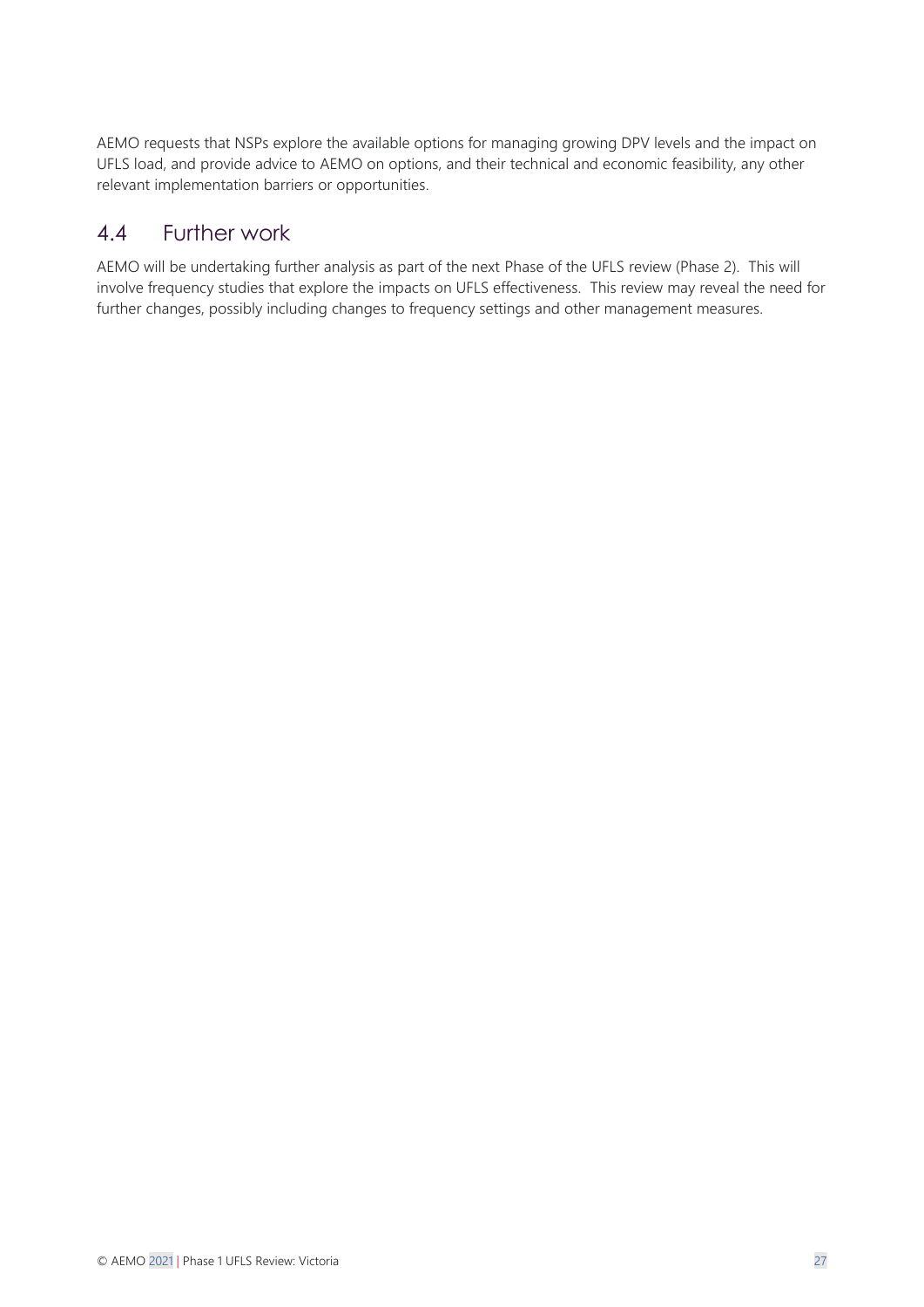AEMO requests that NSPs explore the available options for managing growing DPV levels and the impact on UFLS load, and provide advice to AEMO on options, and their technical and economic feasibility, any other relevant implementation barriers or opportunities.

## 4.4 Further work

AEMO will be undertaking further analysis as part of the next Phase of the UFLS review (Phase 2). This will involve frequency studies that explore the impacts on UFLS effectiveness. This review may reveal the need for further changes, possibly including changes to frequency settings and other management measures.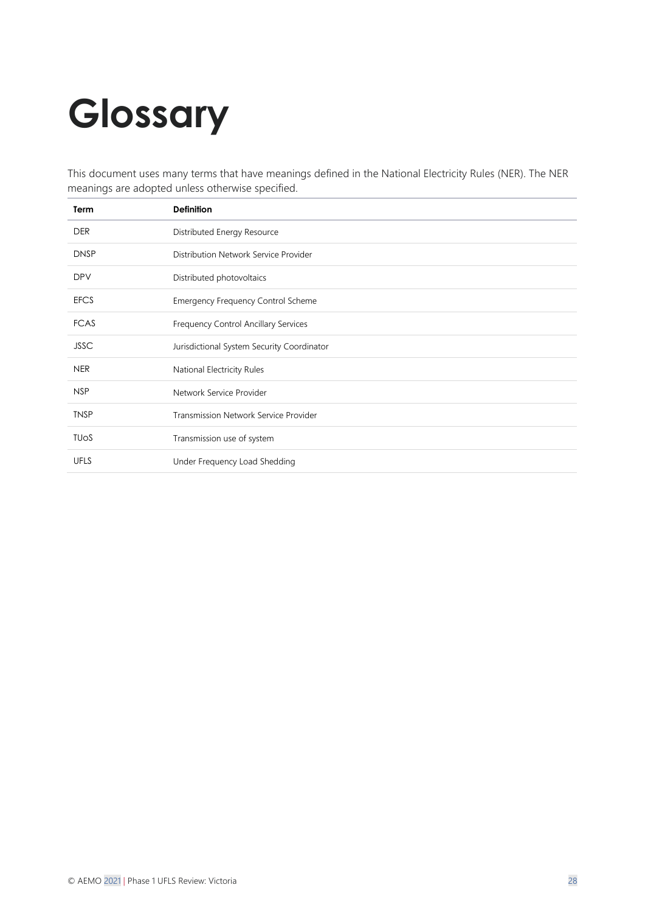# Glossary

This document uses many terms that have meanings defined in the National Electricity Rules (NER). The NER meanings are adopted unless otherwise specified.

| Term | Definition |
|---|---|
| DER | Distributed Energy Resource |
| DNSP | Distribution Network Service Provider |
| DPV | Distributed photovoltaics |
| EFCS | Emergency Frequency Control Scheme |
| FCAS | Frequency Control Ancillary Services |
| JSSC | Jurisdictional System Security Coordinator |
| NER | National Electricity Rules |
| NSP | Network Service Provider |
| TNSP | Transmission Network Service Provider |
| TUoS | Transmission use of system |
| UFLS | Under Frequency Load Shedding |